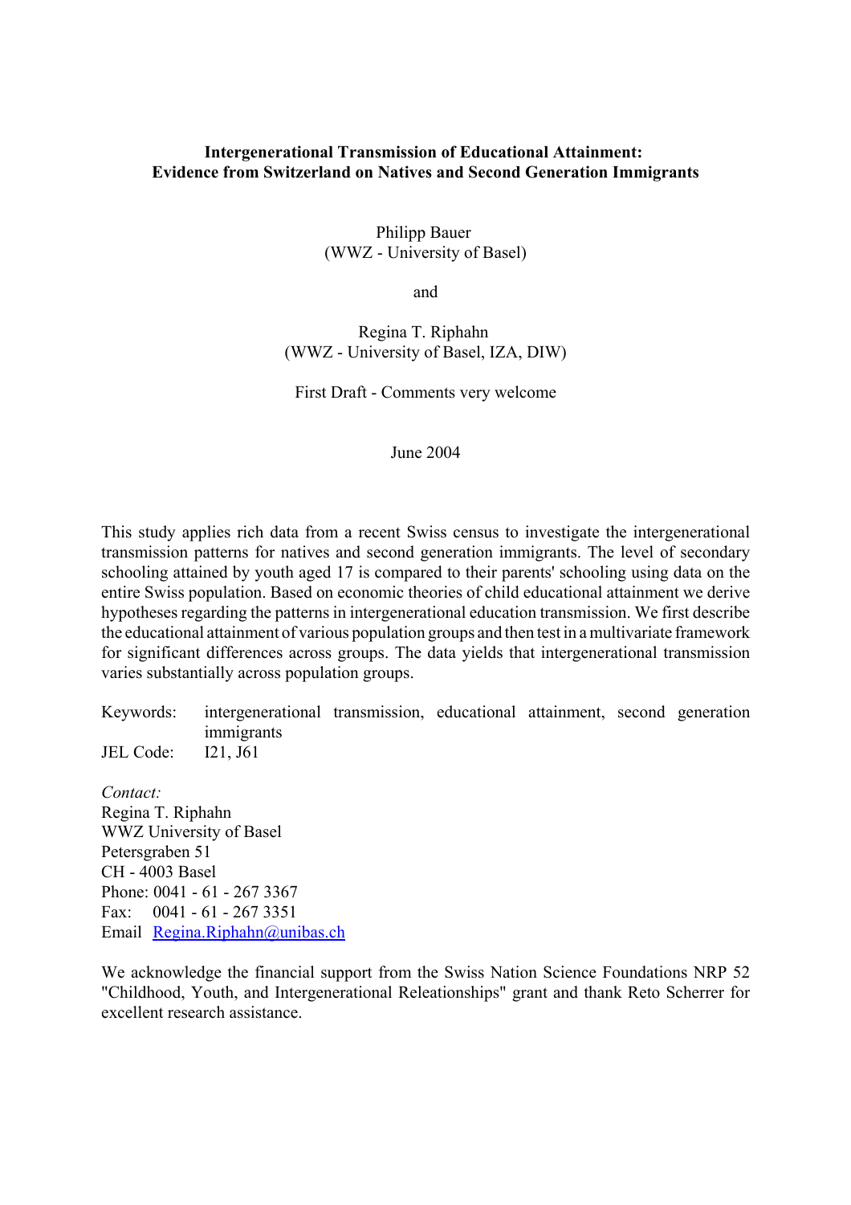**Intergenerational Transmission of Educational Attainment:**
**Evidence from Switzerland on Natives and Second Generation Immigrants**

Philipp Bauer
(WWZ - University of Basel)

and

Regina T. Riphahn
(WWZ - University of Basel, IZA, DIW)

First Draft - Comments very welcome

June 2004

This study applies rich data from a recent Swiss census to investigate the intergenerational transmission patterns for natives and second generation immigrants. The level of secondary schooling attained by youth aged 17 is compared to their parents' schooling using data on the entire Swiss population. Based on economic theories of child educational attainment we derive hypotheses regarding the patterns in intergenerational education transmission. We first describe the educational attainment of various population groups and then test in a multivariate framework for significant differences across groups. The data yields that intergenerational transmission varies substantially across population groups.

Keywords: intergenerational transmission, educational attainment, second generation immigrants
JEL Code: I21, J61

*Contact:*
Regina T. Riphahn
WWZ University of Basel
Petersgraben 51
CH - 4003 Basel
Phone: 0041 - 61 - 267 3367
Fax: 0041 - 61 - 267 3351
Email Regina.Riphahn@unibas.ch

We acknowledge the financial support from the Swiss Nation Science Foundations NRP 52 "Childhood, Youth, and Intergenerational Releationships" grant and thank Reto Scherrer for excellent research assistance.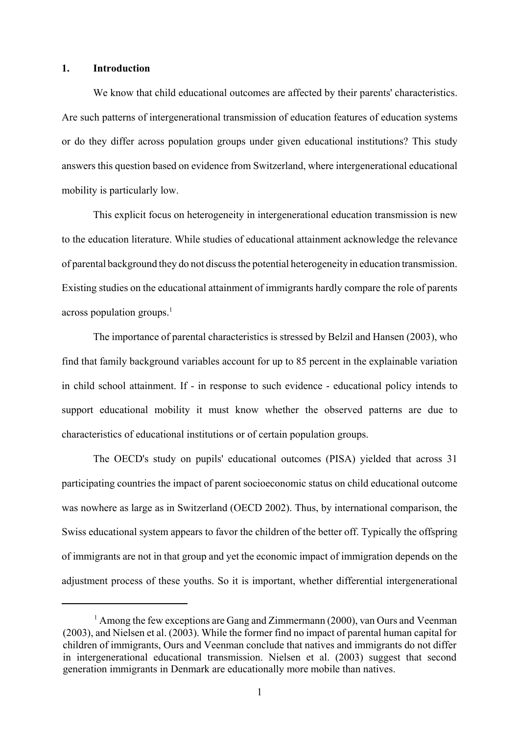## 1. Introduction

We know that child educational outcomes are affected by their parents' characteristics. Are such patterns of intergenerational transmission of education features of education systems or do they differ across population groups under given educational institutions? This study answers this question based on evidence from Switzerland, where intergenerational educational mobility is particularly low.

This explicit focus on heterogeneity in intergenerational education transmission is new to the education literature. While studies of educational attainment acknowledge the relevance of parental background they do not discuss the potential heterogeneity in education transmission. Existing studies on the educational attainment of immigrants hardly compare the role of parents across population groups.[1]

The importance of parental characteristics is stressed by Belzil and Hansen (2003), who find that family background variables account for up to 85 percent in the explainable variation in child school attainment. If - in response to such evidence - educational policy intends to support educational mobility it must know whether the observed patterns are due to characteristics of educational institutions or of certain population groups.

The OECD's study on pupils' educational outcomes (PISA) yielded that across 31 participating countries the impact of parent socioeconomic status on child educational outcome was nowhere as large as in Switzerland (OECD 2002). Thus, by international comparison, the Swiss educational system appears to favor the children of the better off. Typically the offspring of immigrants are not in that group and yet the economic impact of immigration depends on the adjustment process of these youths. So it is important, whether differential intergenerational

[1] Among the few exceptions are Gang and Zimmermann (2000), van Ours and Veenman (2003), and Nielsen et al. (2003). While the former find no impact of parental human capital for children of immigrants, Ours and Veenman conclude that natives and immigrants do not differ in intergenerational educational transmission. Nielsen et al. (2003) suggest that second generation immigrants in Denmark are educationally more mobile than natives.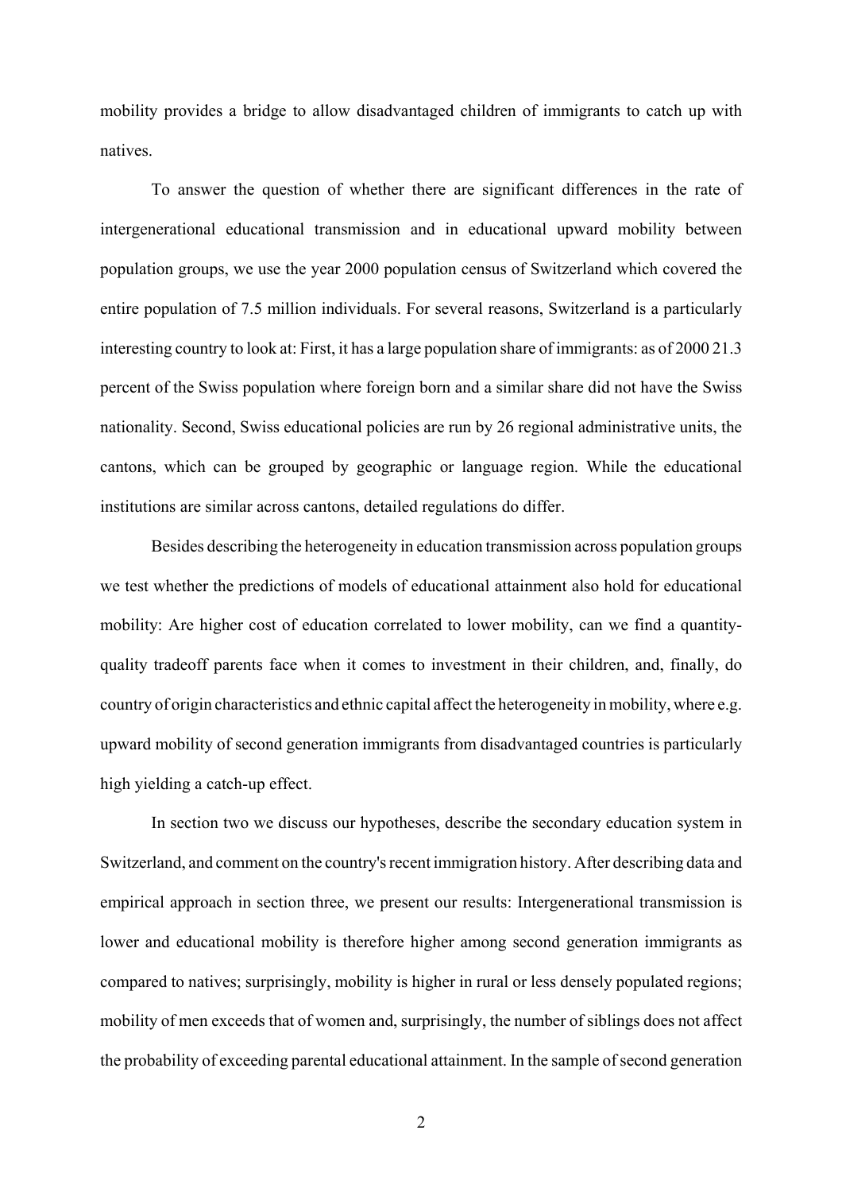mobility provides a bridge to allow disadvantaged children of immigrants to catch up with natives.

To answer the question of whether there are significant differences in the rate of intergenerational educational transmission and in educational upward mobility between population groups, we use the year 2000 population census of Switzerland which covered the entire population of 7.5 million individuals. For several reasons, Switzerland is a particularly interesting country to look at: First, it has a large population share of immigrants: as of 2000 21.3 percent of the Swiss population where foreign born and a similar share did not have the Swiss nationality. Second, Swiss educational policies are run by 26 regional administrative units, the cantons, which can be grouped by geographic or language region. While the educational institutions are similar across cantons, detailed regulations do differ.

Besides describing the heterogeneity in education transmission across population groups we test whether the predictions of models of educational attainment also hold for educational mobility: Are higher cost of education correlated to lower mobility, can we find a quantity-quality tradeoff parents face when it comes to investment in their children, and, finally, do country of origin characteristics and ethnic capital affect the heterogeneity in mobility, where e.g. upward mobility of second generation immigrants from disadvantaged countries is particularly high yielding a catch-up effect.

In section two we discuss our hypotheses, describe the secondary education system in Switzerland, and comment on the country's recent immigration history. After describing data and empirical approach in section three, we present our results: Intergenerational transmission is lower and educational mobility is therefore higher among second generation immigrants as compared to natives; surprisingly, mobility is higher in rural or less densely populated regions; mobility of men exceeds that of women and, surprisingly, the number of siblings does not affect the probability of exceeding parental educational attainment. In the sample of second generation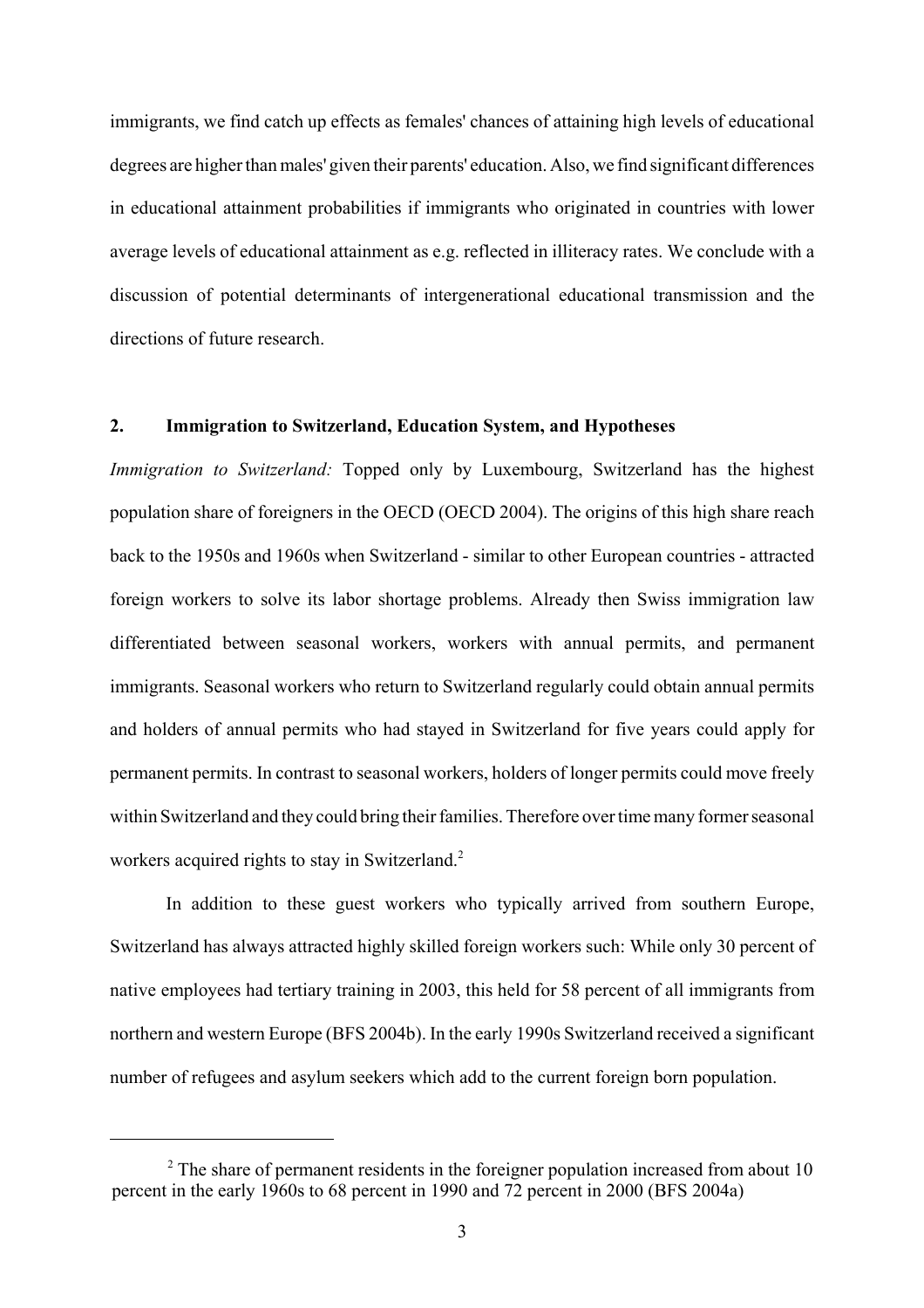immigrants, we find catch up effects as females' chances of attaining high levels of educational degrees are higher than males' given their parents' education. Also, we find significant differences in educational attainment probabilities if immigrants who originated in countries with lower average levels of educational attainment as e.g. reflected in illiteracy rates. We conclude with a discussion of potential determinants of intergenerational educational transmission and the directions of future research.

## 2. Immigration to Switzerland, Education System, and Hypotheses

*Immigration to Switzerland:* Topped only by Luxembourg, Switzerland has the highest population share of foreigners in the OECD (OECD 2004). The origins of this high share reach back to the 1950s and 1960s when Switzerland - similar to other European countries - attracted foreign workers to solve its labor shortage problems. Already then Swiss immigration law differentiated between seasonal workers, workers with annual permits, and permanent immigrants. Seasonal workers who return to Switzerland regularly could obtain annual permits and holders of annual permits who had stayed in Switzerland for five years could apply for permanent permits. In contrast to seasonal workers, holders of longer permits could move freely within Switzerland and they could bring their families. Therefore over time many former seasonal workers acquired rights to stay in Switzerland.[2]

In addition to these guest workers who typically arrived from southern Europe, Switzerland has always attracted highly skilled foreign workers such: While only 30 percent of native employees had tertiary training in 2003, this held for 58 percent of all immigrants from northern and western Europe (BFS 2004b). In the early 1990s Switzerland received a significant number of refugees and asylum seekers which add to the current foreign born population.

[2] The share of permanent residents in the foreigner population increased from about 10 percent in the early 1960s to 68 percent in 1990 and 72 percent in 2000 (BFS 2004a)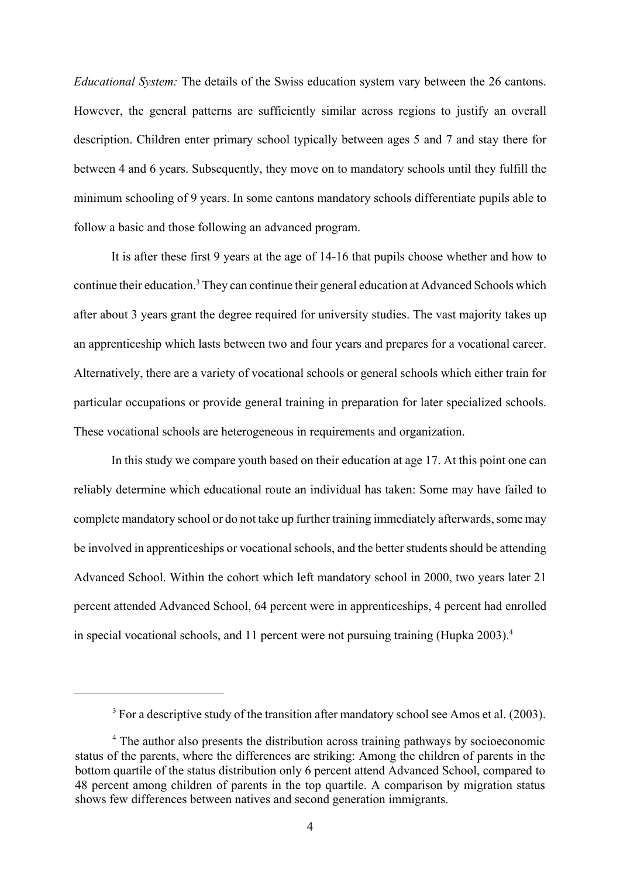*Educational System:* The details of the Swiss education system vary between the 26 cantons. However, the general patterns are sufficiently similar across regions to justify an overall description. Children enter primary school typically between ages 5 and 7 and stay there for between 4 and 6 years. Subsequently, they move on to mandatory schools until they fulfill the minimum schooling of 9 years. In some cantons mandatory schools differentiate pupils able to follow a basic and those following an advanced program.

It is after these first 9 years at the age of 14-16 that pupils choose whether and how to continue their education.[3] They can continue their general education at Advanced Schools which after about 3 years grant the degree required for university studies. The vast majority takes up an apprenticeship which lasts between two and four years and prepares for a vocational career. Alternatively, there are a variety of vocational schools or general schools which either train for particular occupations or provide general training in preparation for later specialized schools. These vocational schools are heterogeneous in requirements and organization.

In this study we compare youth based on their education at age 17. At this point one can reliably determine which educational route an individual has taken: Some may have failed to complete mandatory school or do not take up further training immediately afterwards, some may be involved in apprenticeships or vocational schools, and the better students should be attending Advanced School. Within the cohort which left mandatory school in 2000, two years later 21 percent attended Advanced School, 64 percent were in apprenticeships, 4 percent had enrolled in special vocational schools, and 11 percent were not pursuing training (Hupka 2003).[4]

---

[3] For a descriptive study of the transition after mandatory school see Amos et al. (2003).

[4] The author also presents the distribution across training pathways by socioeconomic status of the parents, where the differences are striking: Among the children of parents in the bottom quartile of the status distribution only 6 percent attend Advanced School, compared to 48 percent among children of parents in the top quartile. A comparison by migration status shows few differences between natives and second generation immigrants.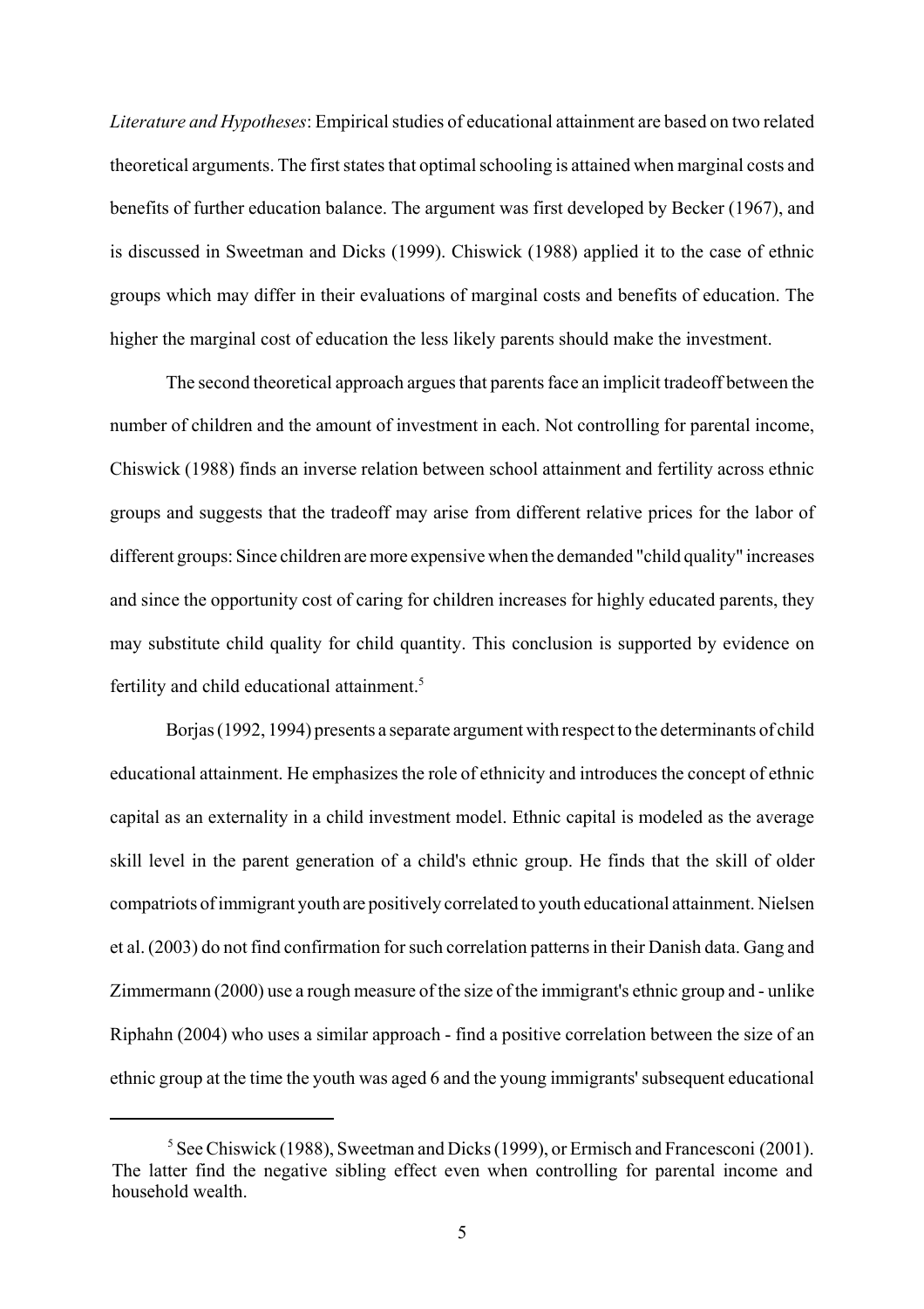*Literature and Hypotheses*: Empirical studies of educational attainment are based on two related theoretical arguments. The first states that optimal schooling is attained when marginal costs and benefits of further education balance. The argument was first developed by Becker (1967), and is discussed in Sweetman and Dicks (1999). Chiswick (1988) applied it to the case of ethnic groups which may differ in their evaluations of marginal costs and benefits of education. The higher the marginal cost of education the less likely parents should make the investment.

The second theoretical approach argues that parents face an implicit tradeoff between the number of children and the amount of investment in each. Not controlling for parental income, Chiswick (1988) finds an inverse relation between school attainment and fertility across ethnic groups and suggests that the tradeoff may arise from different relative prices for the labor of different groups: Since children are more expensive when the demanded "child quality" increases and since the opportunity cost of caring for children increases for highly educated parents, they may substitute child quality for child quantity. This conclusion is supported by evidence on fertility and child educational attainment.[5]

Borjas (1992, 1994) presents a separate argument with respect to the determinants of child educational attainment. He emphasizes the role of ethnicity and introduces the concept of ethnic capital as an externality in a child investment model. Ethnic capital is modeled as the average skill level in the parent generation of a child's ethnic group. He finds that the skill of older compatriots of immigrant youth are positively correlated to youth educational attainment. Nielsen et al. (2003) do not find confirmation for such correlation patterns in their Danish data. Gang and Zimmermann (2000) use a rough measure of the size of the immigrant's ethnic group and - unlike Riphahn (2004) who uses a similar approach - find a positive correlation between the size of an ethnic group at the time the youth was aged 6 and the young immigrants' subsequent educational

[5] See Chiswick (1988), Sweetman and Dicks (1999), or Ermisch and Francesconi (2001). The latter find the negative sibling effect even when controlling for parental income and household wealth.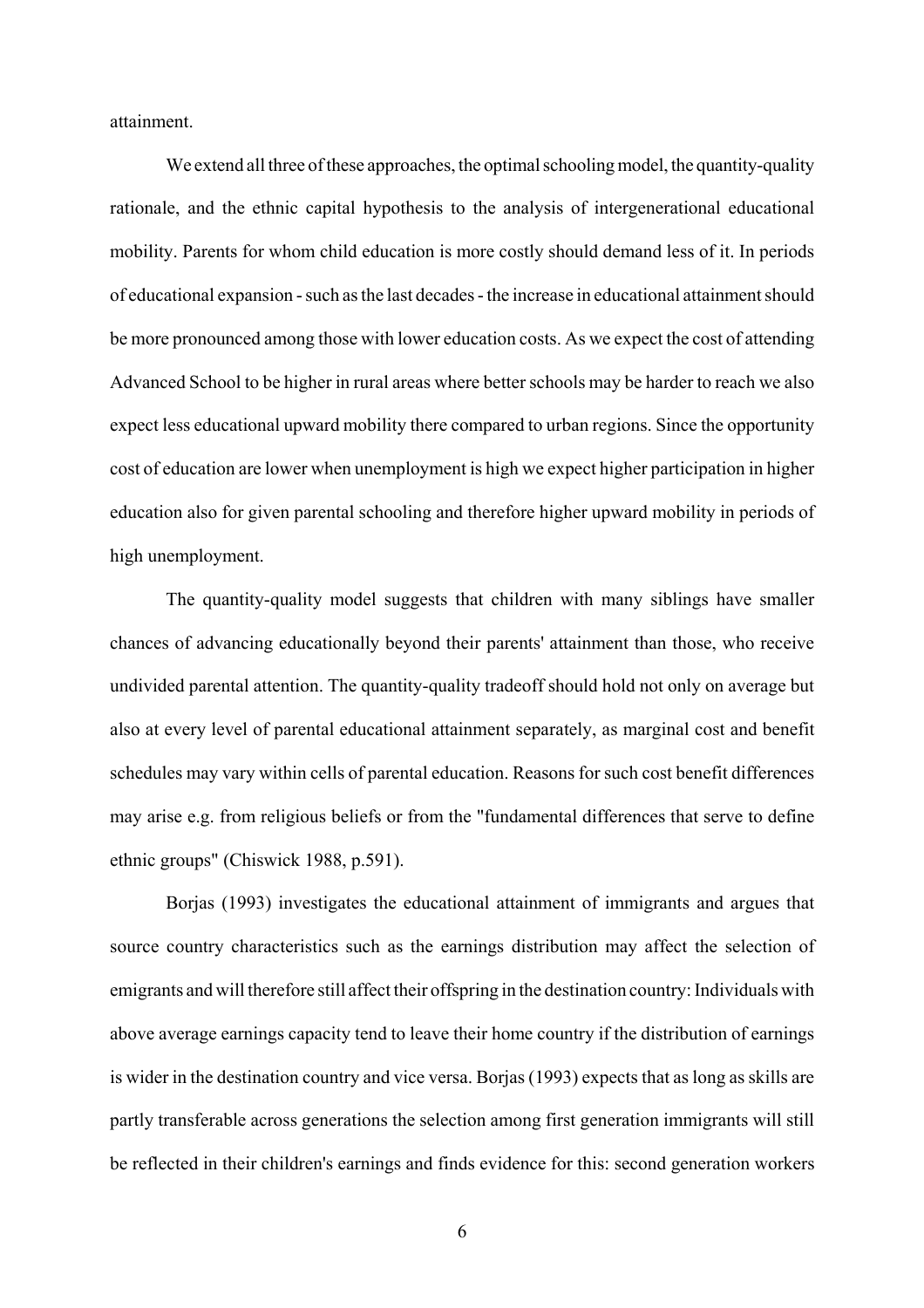attainment.

We extend all three of these approaches, the optimal schooling model, the quantity-quality rationale, and the ethnic capital hypothesis to the analysis of intergenerational educational mobility. Parents for whom child education is more costly should demand less of it. In periods of educational expansion - such as the last decades - the increase in educational attainment should be more pronounced among those with lower education costs. As we expect the cost of attending Advanced School to be higher in rural areas where better schools may be harder to reach we also expect less educational upward mobility there compared to urban regions. Since the opportunity cost of education are lower when unemployment is high we expect higher participation in higher education also for given parental schooling and therefore higher upward mobility in periods of high unemployment.

The quantity-quality model suggests that children with many siblings have smaller chances of advancing educationally beyond their parents' attainment than those, who receive undivided parental attention. The quantity-quality tradeoff should hold not only on average but also at every level of parental educational attainment separately, as marginal cost and benefit schedules may vary within cells of parental education. Reasons for such cost benefit differences may arise e.g. from religious beliefs or from the "fundamental differences that serve to define ethnic groups" (Chiswick 1988, p.591).

Borjas (1993) investigates the educational attainment of immigrants and argues that source country characteristics such as the earnings distribution may affect the selection of emigrants and will therefore still affect their offspring in the destination country: Individuals with above average earnings capacity tend to leave their home country if the distribution of earnings is wider in the destination country and vice versa. Borjas (1993) expects that as long as skills are partly transferable across generations the selection among first generation immigrants will still be reflected in their children's earnings and finds evidence for this: second generation workers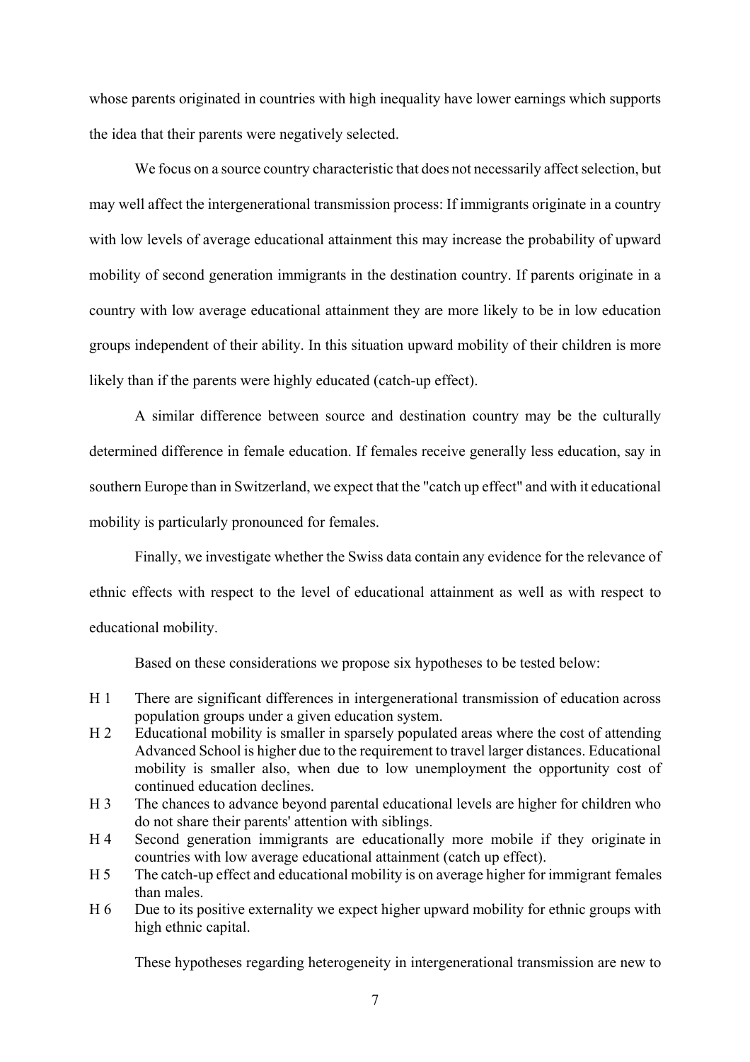whose parents originated in countries with high inequality have lower earnings which supports the idea that their parents were negatively selected.

We focus on a source country characteristic that does not necessarily affect selection, but may well affect the intergenerational transmission process: If immigrants originate in a country with low levels of average educational attainment this may increase the probability of upward mobility of second generation immigrants in the destination country. If parents originate in a country with low average educational attainment they are more likely to be in low education groups independent of their ability. In this situation upward mobility of their children is more likely than if the parents were highly educated (catch-up effect).

A similar difference between source and destination country may be the culturally determined difference in female education. If females receive generally less education, say in southern Europe than in Switzerland, we expect that the "catch up effect" and with it educational mobility is particularly pronounced for females.

Finally, we investigate whether the Swiss data contain any evidence for the relevance of ethnic effects with respect to the level of educational attainment as well as with respect to educational mobility.

Based on these considerations we propose six hypotheses to be tested below:

- H 1 There are significant differences in intergenerational transmission of education across population groups under a given education system.
- H 2 Educational mobility is smaller in sparsely populated areas where the cost of attending Advanced School is higher due to the requirement to travel larger distances. Educational mobility is smaller also, when due to low unemployment the opportunity cost of continued education declines.
- H 3 The chances to advance beyond parental educational levels are higher for children who do not share their parents' attention with siblings.
- H 4 Second generation immigrants are educationally more mobile if they originate in countries with low average educational attainment (catch up effect).
- H 5 The catch-up effect and educational mobility is on average higher for immigrant females than males.
- H 6 Due to its positive externality we expect higher upward mobility for ethnic groups with high ethnic capital.

These hypotheses regarding heterogeneity in intergenerational transmission are new to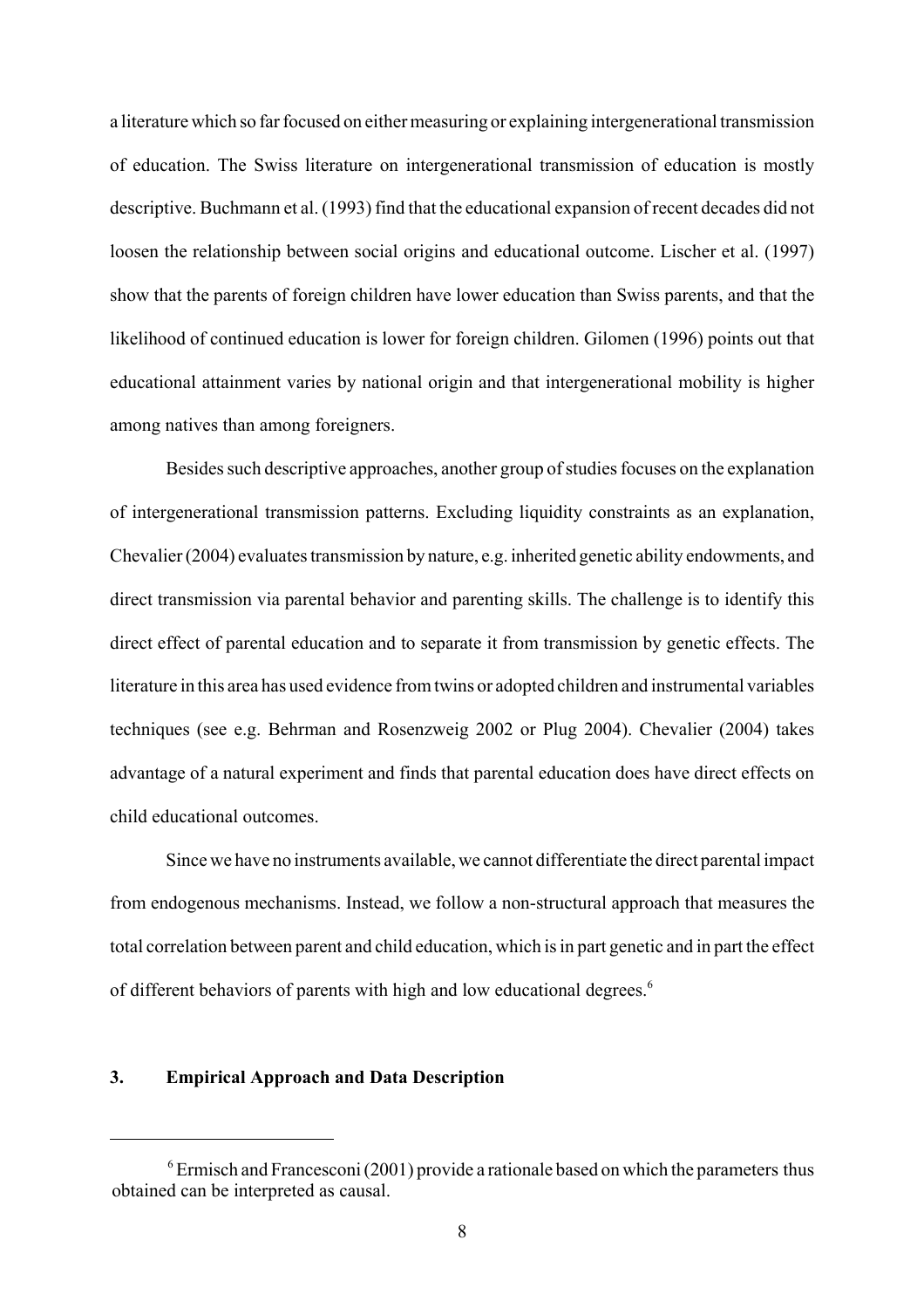a literature which so far focused on either measuring or explaining intergenerational transmission of education. The Swiss literature on intergenerational transmission of education is mostly descriptive. Buchmann et al. (1993) find that the educational expansion of recent decades did not loosen the relationship between social origins and educational outcome. Lischer et al. (1997) show that the parents of foreign children have lower education than Swiss parents, and that the likelihood of continued education is lower for foreign children. Gilomen (1996) points out that educational attainment varies by national origin and that intergenerational mobility is higher among natives than among foreigners.

Besides such descriptive approaches, another group of studies focuses on the explanation of intergenerational transmission patterns. Excluding liquidity constraints as an explanation, Chevalier (2004) evaluates transmission by nature, e.g. inherited genetic ability endowments, and direct transmission via parental behavior and parenting skills. The challenge is to identify this direct effect of parental education and to separate it from transmission by genetic effects. The literature in this area has used evidence from twins or adopted children and instrumental variables techniques (see e.g. Behrman and Rosenzweig 2002 or Plug 2004). Chevalier (2004) takes advantage of a natural experiment and finds that parental education does have direct effects on child educational outcomes.

Since we have no instruments available, we cannot differentiate the direct parental impact from endogenous mechanisms. Instead, we follow a non-structural approach that measures the total correlation between parent and child education, which is in part genetic and in part the effect of different behaviors of parents with high and low educational degrees.[6]

## 3. Empirical Approach and Data Description

[6] Ermisch and Francesconi (2001) provide a rationale based on which the parameters thus obtained can be interpreted as causal.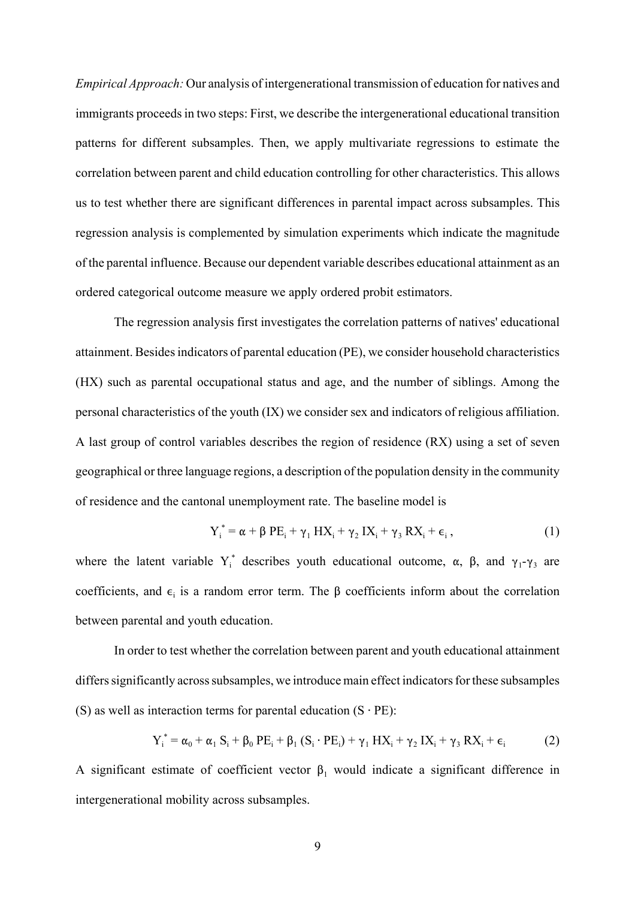*Empirical Approach:* Our analysis of intergenerational transmission of education for natives and immigrants proceeds in two steps: First, we describe the intergenerational educational transition patterns for different subsamples. Then, we apply multivariate regressions to estimate the correlation between parent and child education controlling for other characteristics. This allows us to test whether there are significant differences in parental impact across subsamples. This regression analysis is complemented by simulation experiments which indicate the magnitude of the parental influence. Because our dependent variable describes educational attainment as an ordered categorical outcome measure we apply ordered probit estimators.

The regression analysis first investigates the correlation patterns of natives' educational attainment. Besides indicators of parental education (PE), we consider household characteristics (HX) such as parental occupational status and age, and the number of siblings. Among the personal characteristics of the youth (IX) we consider sex and indicators of religious affiliation. A last group of control variables describes the region of residence (RX) using a set of seven geographical or three language regions, a description of the population density in the community of residence and the cantonal unemployment rate. The baseline model is

$$Y_i^* = \alpha + \beta \, PE_i + \gamma_1 \, HX_i + \gamma_2 \, IX_i + \gamma_3 \, RX_i + \epsilon_i \, , \tag{1}$$

where the latent variable $Y_i^*$ describes youth educational outcome, $\alpha$, $\beta$, and $\gamma_1$-$\gamma_3$ are coefficients, and $\epsilon_i$ is a random error term. The $\beta$ coefficients inform about the correlation between parental and youth education.

In order to test whether the correlation between parent and youth educational attainment differs significantly across subsamples, we introduce main effect indicators for these subsamples (S) as well as interaction terms for parental education ($S \cdot PE$):

$$Y_i^* = \alpha_0 + \alpha_1 \, S_i + \beta_0 \, PE_i + \beta_1 \, (S_i \cdot PE_i) + \gamma_1 \, HX_i + \gamma_2 \, IX_i + \gamma_3 \, RX_i + \epsilon_i \tag{2}$$

A significant estimate of coefficient vector $\beta_1$ would indicate a significant difference in intergenerational mobility across subsamples.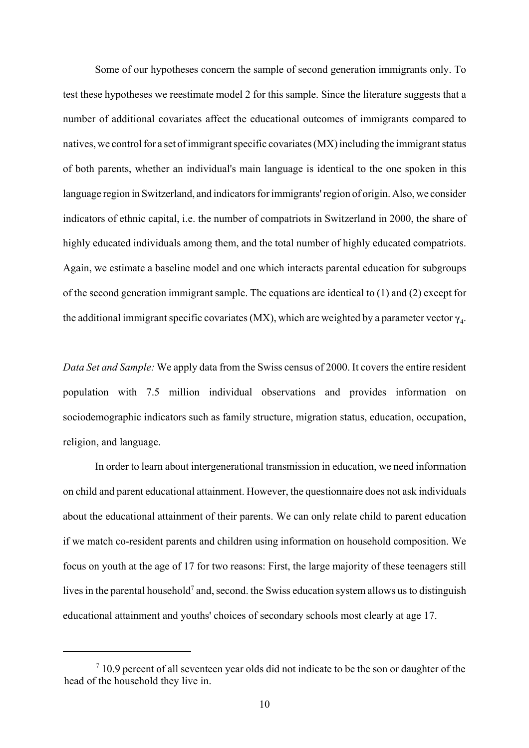Some of our hypotheses concern the sample of second generation immigrants only. To test these hypotheses we reestimate model 2 for this sample. Since the literature suggests that a number of additional covariates affect the educational outcomes of immigrants compared to natives, we control for a set of immigrant specific covariates (MX) including the immigrant status of both parents, whether an individual's main language is identical to the one spoken in this language region in Switzerland, and indicators for immigrants' region of origin. Also, we consider indicators of ethnic capital, i.e. the number of compatriots in Switzerland in 2000, the share of highly educated individuals among them, and the total number of highly educated compatriots. Again, we estimate a baseline model and one which interacts parental education for subgroups of the second generation immigrant sample. The equations are identical to (1) and (2) except for the additional immigrant specific covariates (MX), which are weighted by a parameter vector $\gamma_4$.

*Data Set and Sample:* We apply data from the Swiss census of 2000. It covers the entire resident population with 7.5 million individual observations and provides information on sociodemographic indicators such as family structure, migration status, education, occupation, religion, and language.

In order to learn about intergenerational transmission in education, we need information on child and parent educational attainment. However, the questionnaire does not ask individuals about the educational attainment of their parents. We can only relate child to parent education if we match co-resident parents and children using information on household composition. We focus on youth at the age of 17 for two reasons: First, the large majority of these teenagers still lives in the parental household[7] and, second. the Swiss education system allows us to distinguish educational attainment and youths' choices of secondary schools most clearly at age 17.

[7] 10.9 percent of all seventeen year olds did not indicate to be the son or daughter of the head of the household they live in.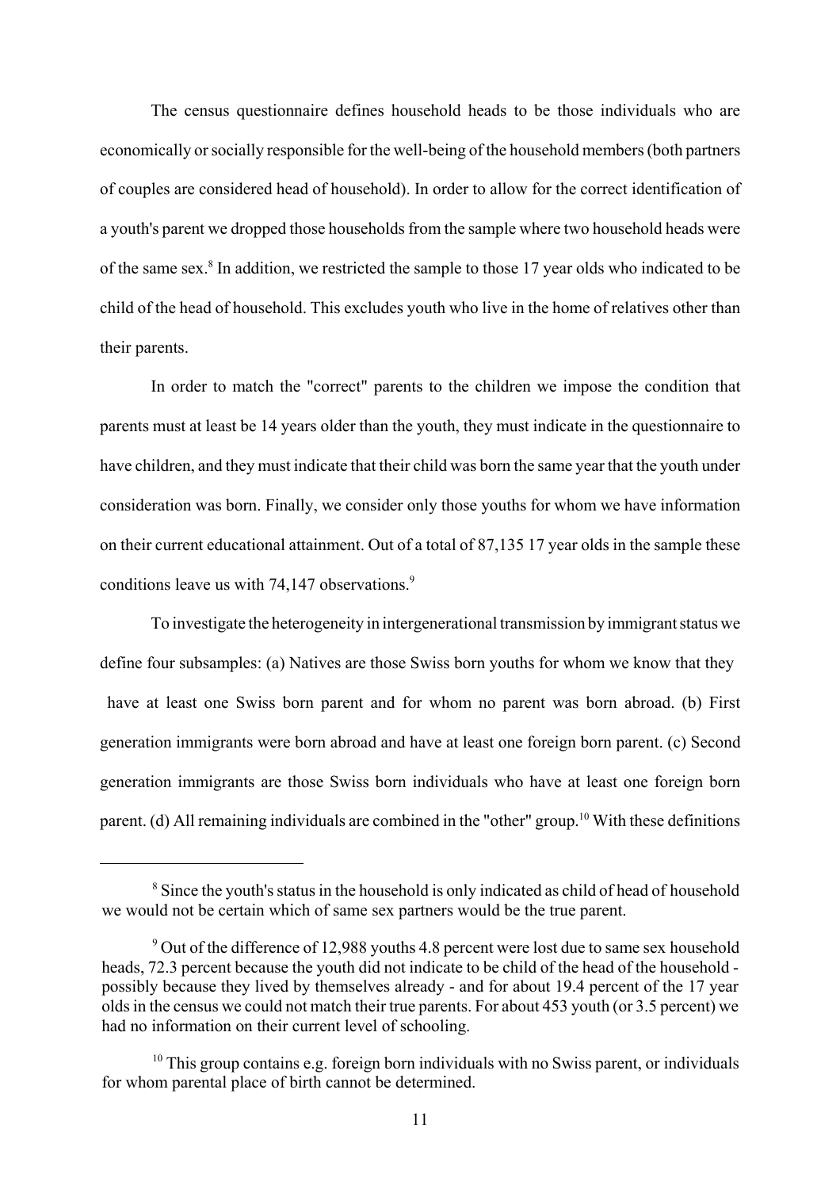The census questionnaire defines household heads to be those individuals who are economically or socially responsible for the well-being of the household members (both partners of couples are considered head of household). In order to allow for the correct identification of a youth's parent we dropped those households from the sample where two household heads were of the same sex.[8] In addition, we restricted the sample to those 17 year olds who indicated to be child of the head of household. This excludes youth who live in the home of relatives other than their parents.

In order to match the "correct" parents to the children we impose the condition that parents must at least be 14 years older than the youth, they must indicate in the questionnaire to have children, and they must indicate that their child was born the same year that the youth under consideration was born. Finally, we consider only those youths for whom we have information on their current educational attainment. Out of a total of 87,135 17 year olds in the sample these conditions leave us with 74,147 observations.[9]

To investigate the heterogeneity in intergenerational transmission by immigrant status we define four subsamples: (a) Natives are those Swiss born youths for whom we know that they have at least one Swiss born parent and for whom no parent was born abroad. (b) First generation immigrants were born abroad and have at least one foreign born parent. (c) Second generation immigrants are those Swiss born individuals who have at least one foreign born parent. (d) All remaining individuals are combined in the "other" group.[10] With these definitions

---

[8] Since the youth's status in the household is only indicated as child of head of household we would not be certain which of same sex partners would be the true parent.

[9] Out of the difference of 12,988 youths 4.8 percent were lost due to same sex household heads, 72.3 percent because the youth did not indicate to be child of the head of the household - possibly because they lived by themselves already - and for about 19.4 percent of the 17 year olds in the census we could not match their true parents. For about 453 youth (or 3.5 percent) we had no information on their current level of schooling.

[10] This group contains e.g. foreign born individuals with no Swiss parent, or individuals for whom parental place of birth cannot be determined.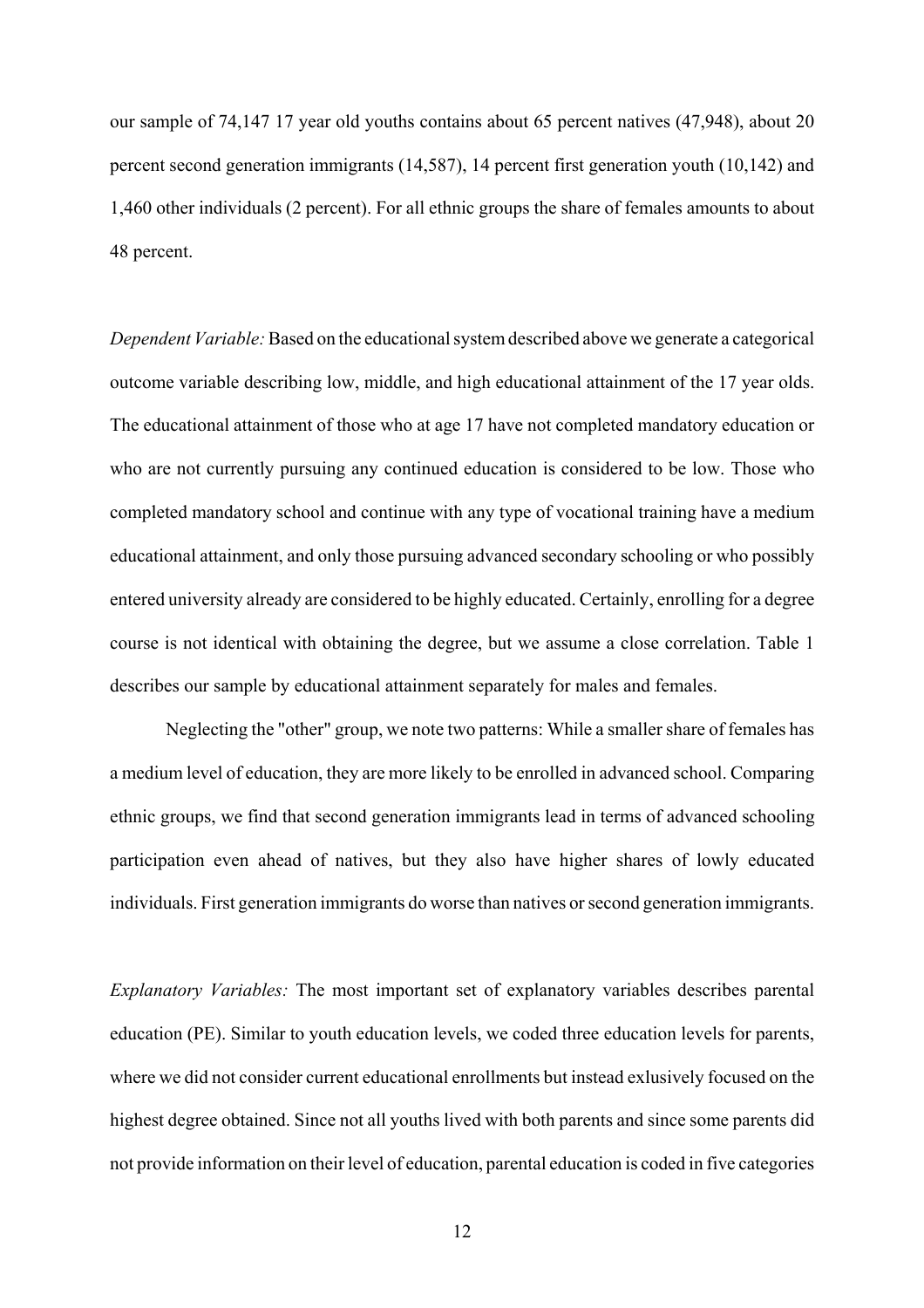our sample of 74,147 17 year old youths contains about 65 percent natives (47,948), about 20 percent second generation immigrants (14,587), 14 percent first generation youth (10,142) and 1,460 other individuals (2 percent). For all ethnic groups the share of females amounts to about 48 percent.

*Dependent Variable:* Based on the educational system described above we generate a categorical outcome variable describing low, middle, and high educational attainment of the 17 year olds. The educational attainment of those who at age 17 have not completed mandatory education or who are not currently pursuing any continued education is considered to be low. Those who completed mandatory school and continue with any type of vocational training have a medium educational attainment, and only those pursuing advanced secondary schooling or who possibly entered university already are considered to be highly educated. Certainly, enrolling for a degree course is not identical with obtaining the degree, but we assume a close correlation. Table 1 describes our sample by educational attainment separately for males and females.

Neglecting the "other" group, we note two patterns: While a smaller share of females has a medium level of education, they are more likely to be enrolled in advanced school. Comparing ethnic groups, we find that second generation immigrants lead in terms of advanced schooling participation even ahead of natives, but they also have higher shares of lowly educated individuals. First generation immigrants do worse than natives or second generation immigrants.

*Explanatory Variables:* The most important set of explanatory variables describes parental education (PE). Similar to youth education levels, we coded three education levels for parents, where we did not consider current educational enrollments but instead exlusively focused on the highest degree obtained. Since not all youths lived with both parents and since some parents did not provide information on their level of education, parental education is coded in five categories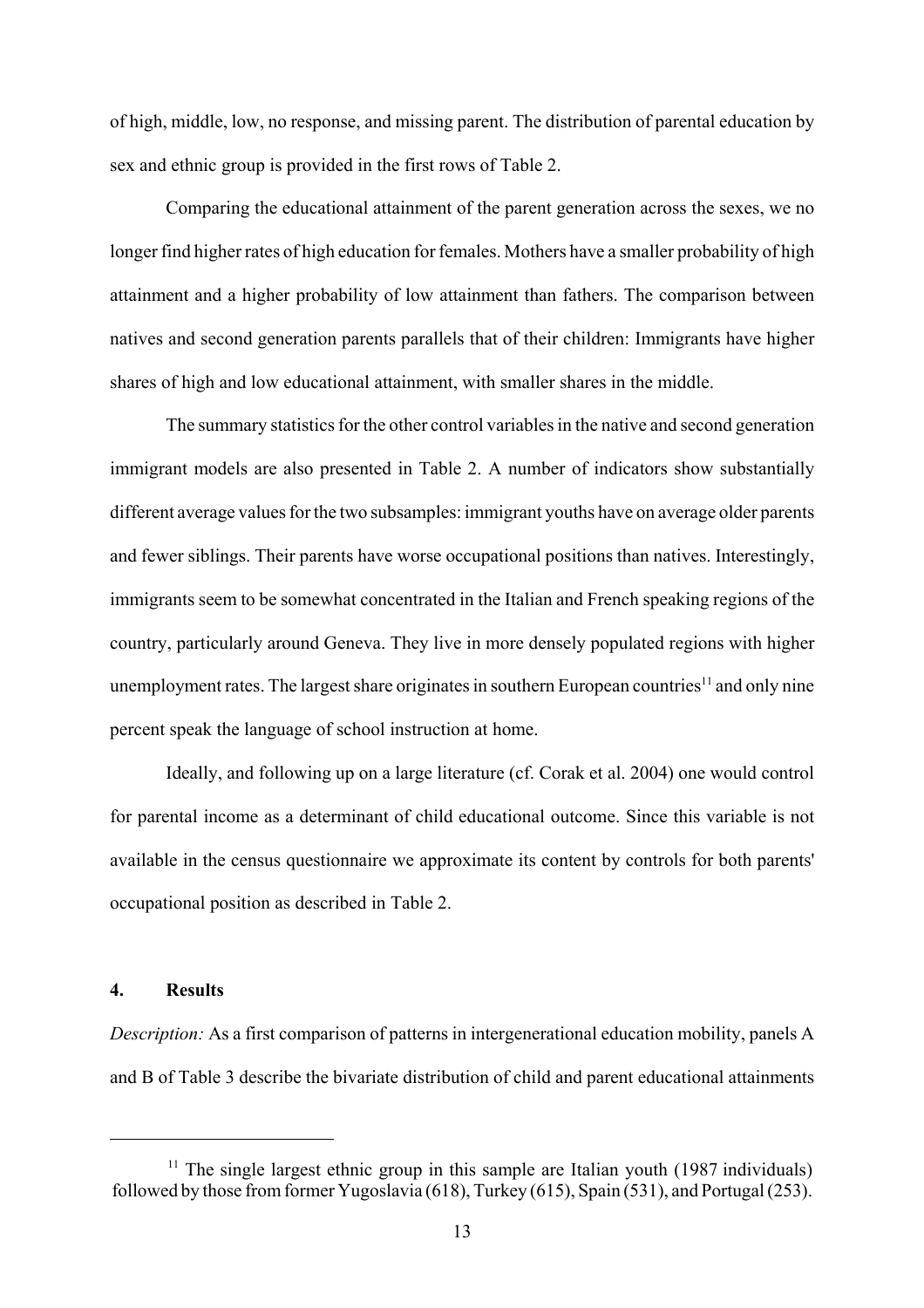of high, middle, low, no response, and missing parent. The distribution of parental education by sex and ethnic group is provided in the first rows of Table 2.

Comparing the educational attainment of the parent generation across the sexes, we no longer find higher rates of high education for females. Mothers have a smaller probability of high attainment and a higher probability of low attainment than fathers. The comparison between natives and second generation parents parallels that of their children: Immigrants have higher shares of high and low educational attainment, with smaller shares in the middle.

The summary statistics for the other control variables in the native and second generation immigrant models are also presented in Table 2. A number of indicators show substantially different average values for the two subsamples: immigrant youths have on average older parents and fewer siblings. Their parents have worse occupational positions than natives. Interestingly, immigrants seem to be somewhat concentrated in the Italian and French speaking regions of the country, particularly around Geneva. They live in more densely populated regions with higher unemployment rates. The largest share originates in southern European countries[11] and only nine percent speak the language of school instruction at home.

Ideally, and following up on a large literature (cf. Corak et al. 2004) one would control for parental income as a determinant of child educational outcome. Since this variable is not available in the census questionnaire we approximate its content by controls for both parents' occupational position as described in Table 2.

## 4. Results

*Description:* As a first comparison of patterns in intergenerational education mobility, panels A and B of Table 3 describe the bivariate distribution of child and parent educational attainments

[11] The single largest ethnic group in this sample are Italian youth (1987 individuals) followed by those from former Yugoslavia (618), Turkey (615), Spain (531), and Portugal (253).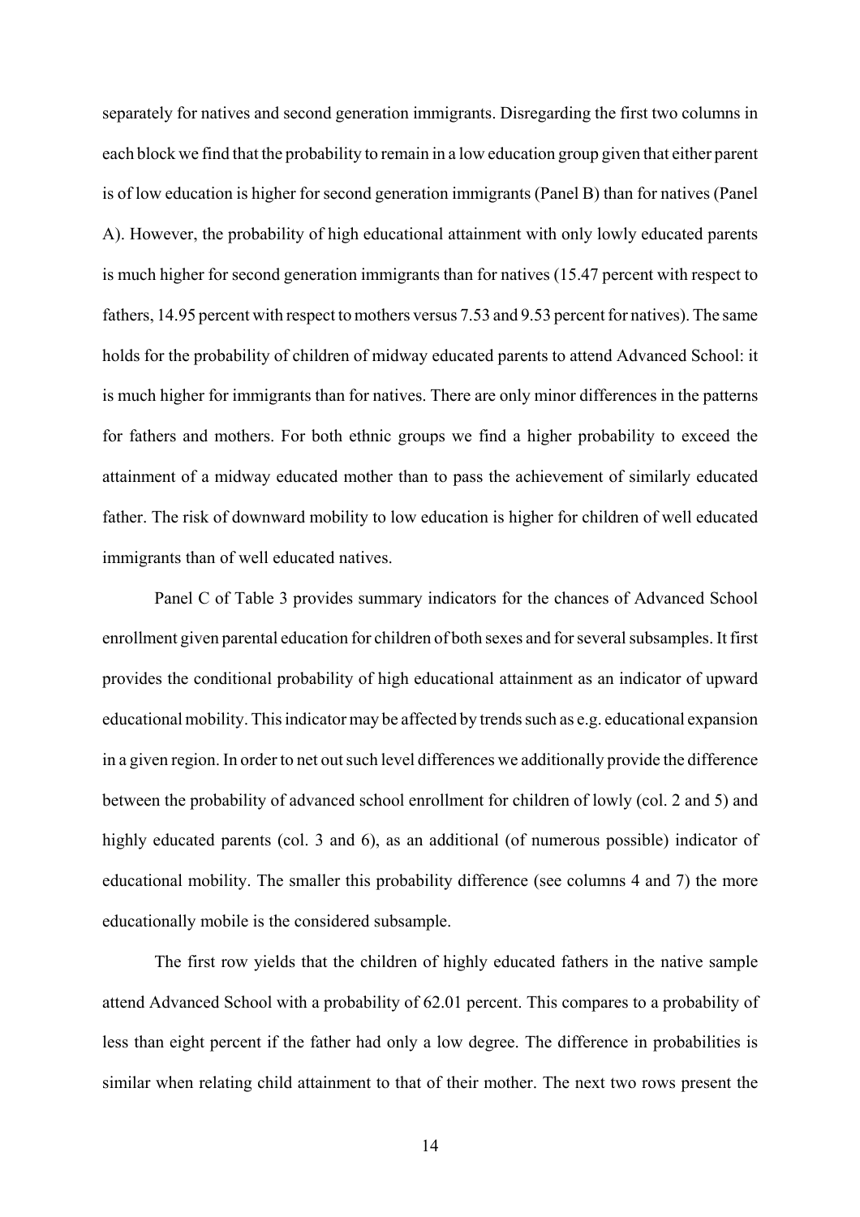separately for natives and second generation immigrants. Disregarding the first two columns in each block we find that the probability to remain in a low education group given that either parent is of low education is higher for second generation immigrants (Panel B) than for natives (Panel A). However, the probability of high educational attainment with only lowly educated parents is much higher for second generation immigrants than for natives (15.47 percent with respect to fathers, 14.95 percent with respect to mothers versus 7.53 and 9.53 percent for natives). The same holds for the probability of children of midway educated parents to attend Advanced School: it is much higher for immigrants than for natives. There are only minor differences in the patterns for fathers and mothers. For both ethnic groups we find a higher probability to exceed the attainment of a midway educated mother than to pass the achievement of similarly educated father. The risk of downward mobility to low education is higher for children of well educated immigrants than of well educated natives.

Panel C of Table 3 provides summary indicators for the chances of Advanced School enrollment given parental education for children of both sexes and for several subsamples. It first provides the conditional probability of high educational attainment as an indicator of upward educational mobility. This indicator may be affected by trends such as e.g. educational expansion in a given region. In order to net out such level differences we additionally provide the difference between the probability of advanced school enrollment for children of lowly (col. 2 and 5) and highly educated parents (col. 3 and 6), as an additional (of numerous possible) indicator of educational mobility. The smaller this probability difference (see columns 4 and 7) the more educationally mobile is the considered subsample.

The first row yields that the children of highly educated fathers in the native sample attend Advanced School with a probability of 62.01 percent. This compares to a probability of less than eight percent if the father had only a low degree. The difference in probabilities is similar when relating child attainment to that of their mother. The next two rows present the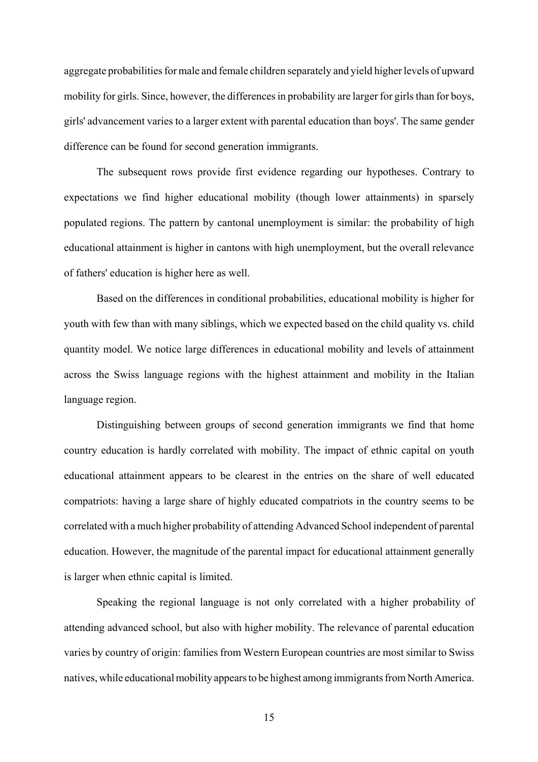aggregate probabilities for male and female children separately and yield higher levels of upward mobility for girls. Since, however, the differences in probability are larger for girls than for boys, girls' advancement varies to a larger extent with parental education than boys'. The same gender difference can be found for second generation immigrants.

The subsequent rows provide first evidence regarding our hypotheses. Contrary to expectations we find higher educational mobility (though lower attainments) in sparsely populated regions. The pattern by cantonal unemployment is similar: the probability of high educational attainment is higher in cantons with high unemployment, but the overall relevance of fathers' education is higher here as well.

Based on the differences in conditional probabilities, educational mobility is higher for youth with few than with many siblings, which we expected based on the child quality vs. child quantity model. We notice large differences in educational mobility and levels of attainment across the Swiss language regions with the highest attainment and mobility in the Italian language region.

Distinguishing between groups of second generation immigrants we find that home country education is hardly correlated with mobility. The impact of ethnic capital on youth educational attainment appears to be clearest in the entries on the share of well educated compatriots: having a large share of highly educated compatriots in the country seems to be correlated with a much higher probability of attending Advanced School independent of parental education. However, the magnitude of the parental impact for educational attainment generally is larger when ethnic capital is limited.

Speaking the regional language is not only correlated with a higher probability of attending advanced school, but also with higher mobility. The relevance of parental education varies by country of origin: families from Western European countries are most similar to Swiss natives, while educational mobility appears to be highest among immigrants from North America.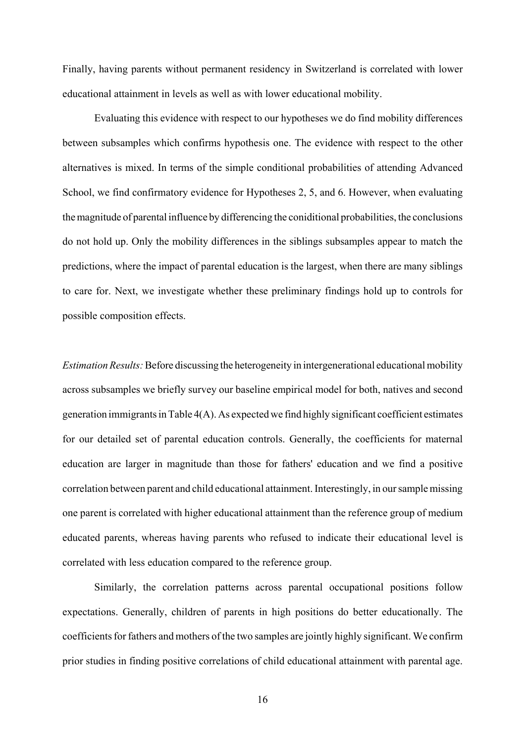Finally, having parents without permanent residency in Switzerland is correlated with lower educational attainment in levels as well as with lower educational mobility.

Evaluating this evidence with respect to our hypotheses we do find mobility differences between subsamples which confirms hypothesis one. The evidence with respect to the other alternatives is mixed. In terms of the simple conditional probabilities of attending Advanced School, we find confirmatory evidence for Hypotheses 2, 5, and 6. However, when evaluating the magnitude of parental influence by differencing the coniditional probabilities, the conclusions do not hold up. Only the mobility differences in the siblings subsamples appear to match the predictions, where the impact of parental education is the largest, when there are many siblings to care for. Next, we investigate whether these preliminary findings hold up to controls for possible composition effects.

*Estimation Results:* Before discussing the heterogeneity in intergenerational educational mobility across subsamples we briefly survey our baseline empirical model for both, natives and second generation immigrants in Table 4(A). As expected we find highly significant coefficient estimates for our detailed set of parental education controls. Generally, the coefficients for maternal education are larger in magnitude than those for fathers' education and we find a positive correlation between parent and child educational attainment. Interestingly, in our sample missing one parent is correlated with higher educational attainment than the reference group of medium educated parents, whereas having parents who refused to indicate their educational level is correlated with less education compared to the reference group.

Similarly, the correlation patterns across parental occupational positions follow expectations. Generally, children of parents in high positions do better educationally. The coefficients for fathers and mothers of the two samples are jointly highly significant. We confirm prior studies in finding positive correlations of child educational attainment with parental age.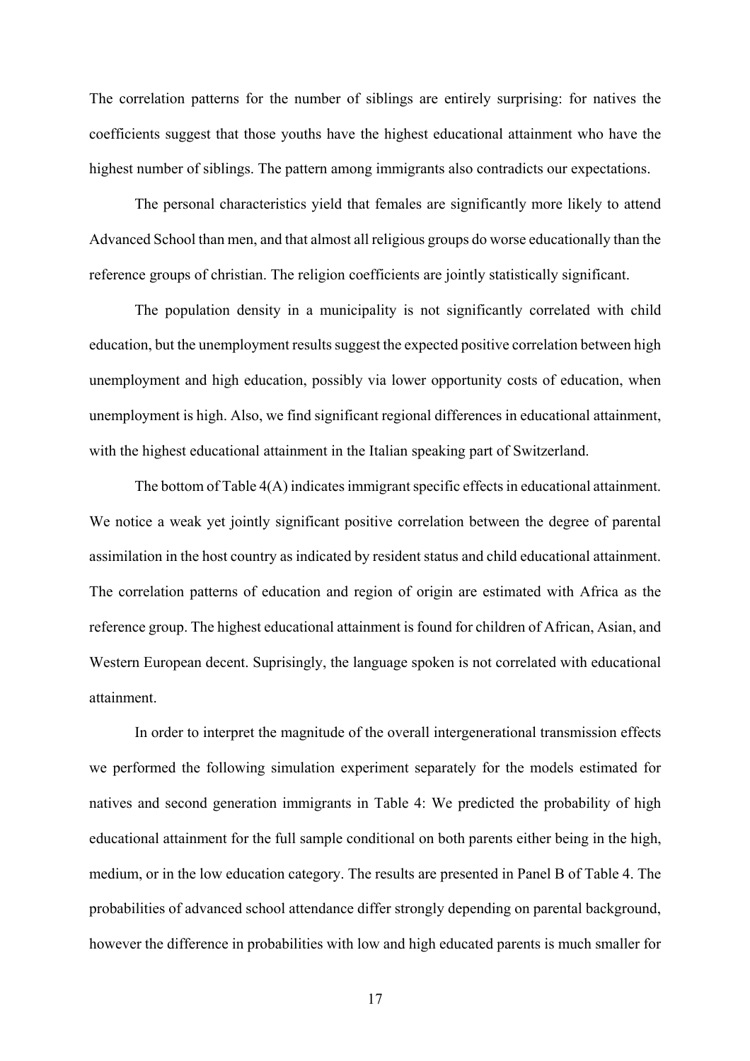The correlation patterns for the number of siblings are entirely surprising: for natives the coefficients suggest that those youths have the highest educational attainment who have the highest number of siblings. The pattern among immigrants also contradicts our expectations.

The personal characteristics yield that females are significantly more likely to attend Advanced School than men, and that almost all religious groups do worse educationally than the reference groups of christian. The religion coefficients are jointly statistically significant.

The population density in a municipality is not significantly correlated with child education, but the unemployment results suggest the expected positive correlation between high unemployment and high education, possibly via lower opportunity costs of education, when unemployment is high. Also, we find significant regional differences in educational attainment, with the highest educational attainment in the Italian speaking part of Switzerland.

The bottom of Table 4(A) indicates immigrant specific effects in educational attainment. We notice a weak yet jointly significant positive correlation between the degree of parental assimilation in the host country as indicated by resident status and child educational attainment. The correlation patterns of education and region of origin are estimated with Africa as the reference group. The highest educational attainment is found for children of African, Asian, and Western European decent. Suprisingly, the language spoken is not correlated with educational attainment.

In order to interpret the magnitude of the overall intergenerational transmission effects we performed the following simulation experiment separately for the models estimated for natives and second generation immigrants in Table 4: We predicted the probability of high educational attainment for the full sample conditional on both parents either being in the high, medium, or in the low education category. The results are presented in Panel B of Table 4. The probabilities of advanced school attendance differ strongly depending on parental background, however the difference in probabilities with low and high educated parents is much smaller for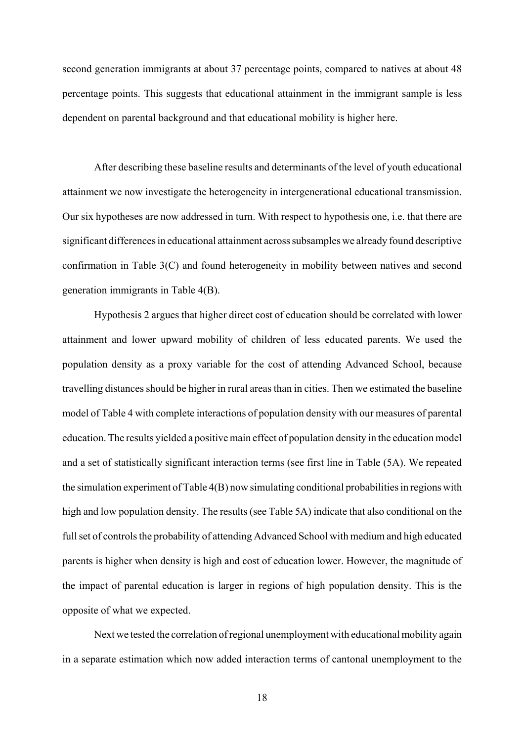second generation immigrants at about 37 percentage points, compared to natives at about 48 percentage points. This suggests that educational attainment in the immigrant sample is less dependent on parental background and that educational mobility is higher here.

After describing these baseline results and determinants of the level of youth educational attainment we now investigate the heterogeneity in intergenerational educational transmission. Our six hypotheses are now addressed in turn. With respect to hypothesis one, i.e. that there are significant differences in educational attainment across subsamples we already found descriptive confirmation in Table 3(C) and found heterogeneity in mobility between natives and second generation immigrants in Table 4(B).

Hypothesis 2 argues that higher direct cost of education should be correlated with lower attainment and lower upward mobility of children of less educated parents. We used the population density as a proxy variable for the cost of attending Advanced School, because travelling distances should be higher in rural areas than in cities. Then we estimated the baseline model of Table 4 with complete interactions of population density with our measures of parental education. The results yielded a positive main effect of population density in the education model and a set of statistically significant interaction terms (see first line in Table (5A). We repeated the simulation experiment of Table 4(B) now simulating conditional probabilities in regions with high and low population density. The results (see Table 5A) indicate that also conditional on the full set of controls the probability of attending Advanced School with medium and high educated parents is higher when density is high and cost of education lower. However, the magnitude of the impact of parental education is larger in regions of high population density. This is the opposite of what we expected.

Next we tested the correlation of regional unemployment with educational mobility again in a separate estimation which now added interaction terms of cantonal unemployment to the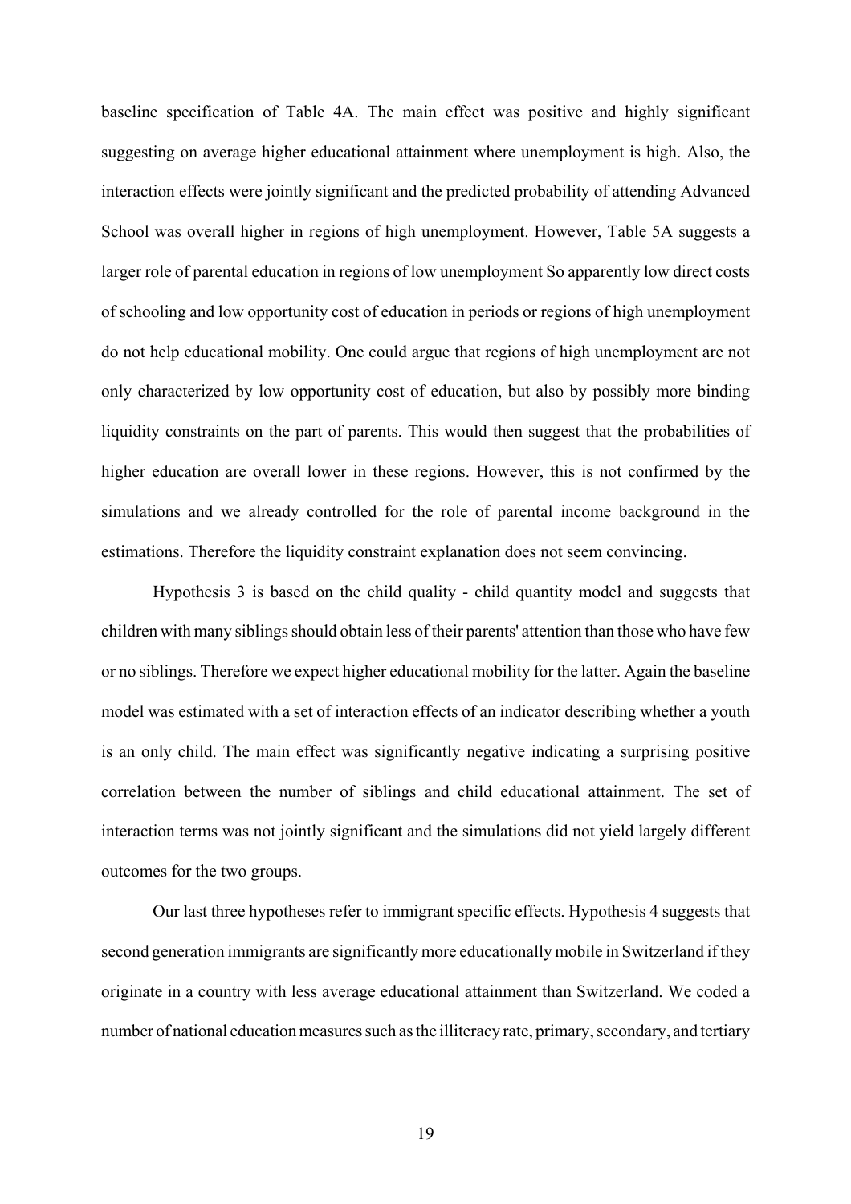baseline specification of Table 4A. The main effect was positive and highly significant suggesting on average higher educational attainment where unemployment is high. Also, the interaction effects were jointly significant and the predicted probability of attending Advanced School was overall higher in regions of high unemployment. However, Table 5A suggests a larger role of parental education in regions of low unemployment So apparently low direct costs of schooling and low opportunity cost of education in periods or regions of high unemployment do not help educational mobility. One could argue that regions of high unemployment are not only characterized by low opportunity cost of education, but also by possibly more binding liquidity constraints on the part of parents. This would then suggest that the probabilities of higher education are overall lower in these regions. However, this is not confirmed by the simulations and we already controlled for the role of parental income background in the estimations. Therefore the liquidity constraint explanation does not seem convincing.

Hypothesis 3 is based on the child quality - child quantity model and suggests that children with many siblings should obtain less of their parents' attention than those who have few or no siblings. Therefore we expect higher educational mobility for the latter. Again the baseline model was estimated with a set of interaction effects of an indicator describing whether a youth is an only child. The main effect was significantly negative indicating a surprising positive correlation between the number of siblings and child educational attainment. The set of interaction terms was not jointly significant and the simulations did not yield largely different outcomes for the two groups.

Our last three hypotheses refer to immigrant specific effects. Hypothesis 4 suggests that second generation immigrants are significantly more educationally mobile in Switzerland if they originate in a country with less average educational attainment than Switzerland. We coded a number of national education measures such as the illiteracy rate, primary, secondary, and tertiary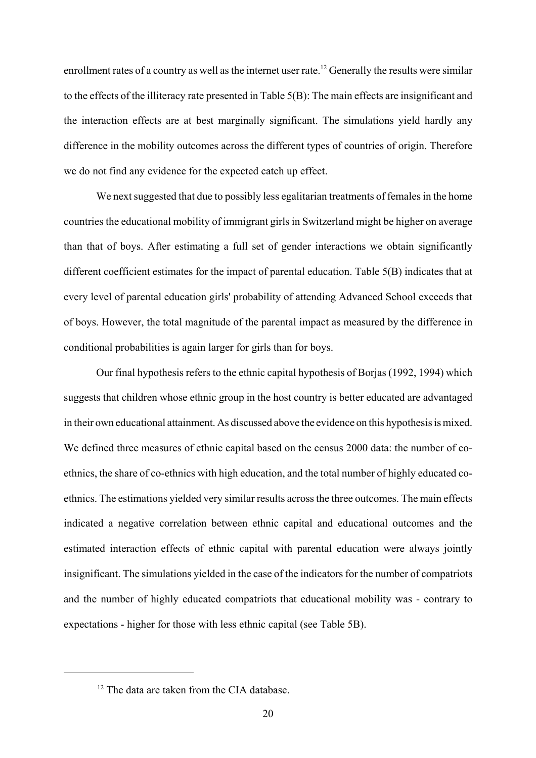enrollment rates of a country as well as the internet user rate.[12] Generally the results were similar to the effects of the illiteracy rate presented in Table 5(B): The main effects are insignificant and the interaction effects are at best marginally significant. The simulations yield hardly any difference in the mobility outcomes across the different types of countries of origin. Therefore we do not find any evidence for the expected catch up effect.

We next suggested that due to possibly less egalitarian treatments of females in the home countries the educational mobility of immigrant girls in Switzerland might be higher on average than that of boys. After estimating a full set of gender interactions we obtain significantly different coefficient estimates for the impact of parental education. Table 5(B) indicates that at every level of parental education girls' probability of attending Advanced School exceeds that of boys. However, the total magnitude of the parental impact as measured by the difference in conditional probabilities is again larger for girls than for boys.

Our final hypothesis refers to the ethnic capital hypothesis of Borjas (1992, 1994) which suggests that children whose ethnic group in the host country is better educated are advantaged in their own educational attainment. As discussed above the evidence on this hypothesis is mixed. We defined three measures of ethnic capital based on the census 2000 data: the number of co-ethnics, the share of co-ethnics with high education, and the total number of highly educated co-ethnics. The estimations yielded very similar results across the three outcomes. The main effects indicated a negative correlation between ethnic capital and educational outcomes and the estimated interaction effects of ethnic capital with parental education were always jointly insignificant. The simulations yielded in the case of the indicators for the number of compatriots and the number of highly educated compatriots that educational mobility was - contrary to expectations - higher for those with less ethnic capital (see Table 5B).

[12] The data are taken from the CIA database.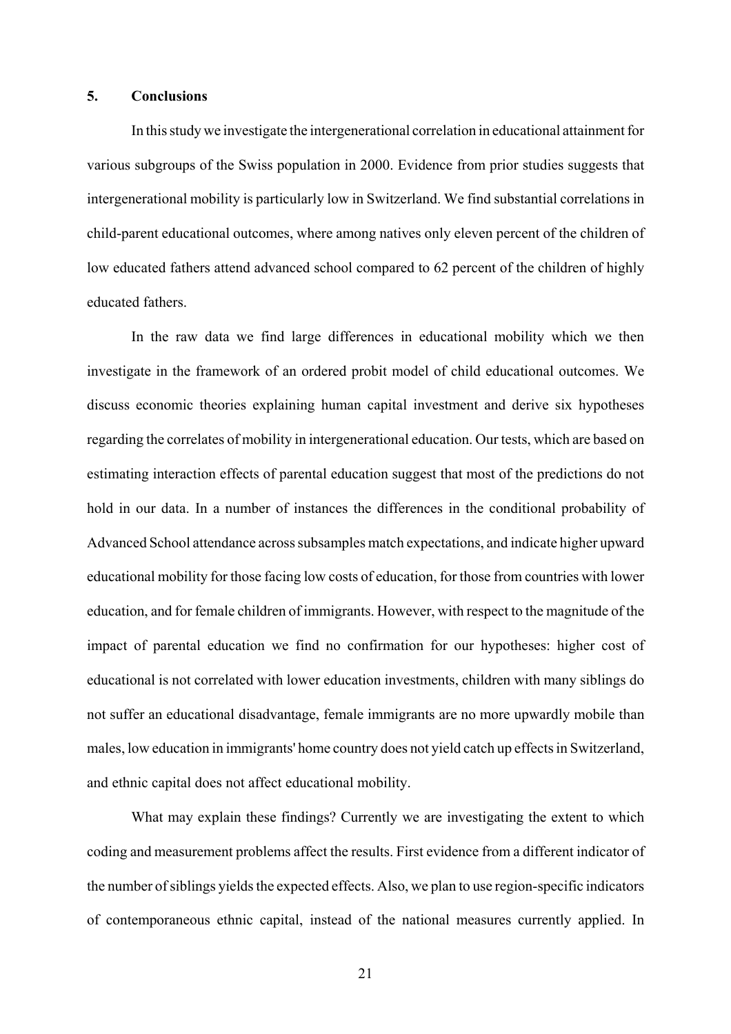## 5. Conclusions

In this study we investigate the intergenerational correlation in educational attainment for various subgroups of the Swiss population in 2000. Evidence from prior studies suggests that intergenerational mobility is particularly low in Switzerland. We find substantial correlations in child-parent educational outcomes, where among natives only eleven percent of the children of low educated fathers attend advanced school compared to 62 percent of the children of highly educated fathers.

In the raw data we find large differences in educational mobility which we then investigate in the framework of an ordered probit model of child educational outcomes. We discuss economic theories explaining human capital investment and derive six hypotheses regarding the correlates of mobility in intergenerational education. Our tests, which are based on estimating interaction effects of parental education suggest that most of the predictions do not hold in our data. In a number of instances the differences in the conditional probability of Advanced School attendance across subsamples match expectations, and indicate higher upward educational mobility for those facing low costs of education, for those from countries with lower education, and for female children of immigrants. However, with respect to the magnitude of the impact of parental education we find no confirmation for our hypotheses: higher cost of educational is not correlated with lower education investments, children with many siblings do not suffer an educational disadvantage, female immigrants are no more upwardly mobile than males, low education in immigrants' home country does not yield catch up effects in Switzerland, and ethnic capital does not affect educational mobility.

What may explain these findings? Currently we are investigating the extent to which coding and measurement problems affect the results. First evidence from a different indicator of the number of siblings yields the expected effects. Also, we plan to use region-specific indicators of contemporaneous ethnic capital, instead of the national measures currently applied. In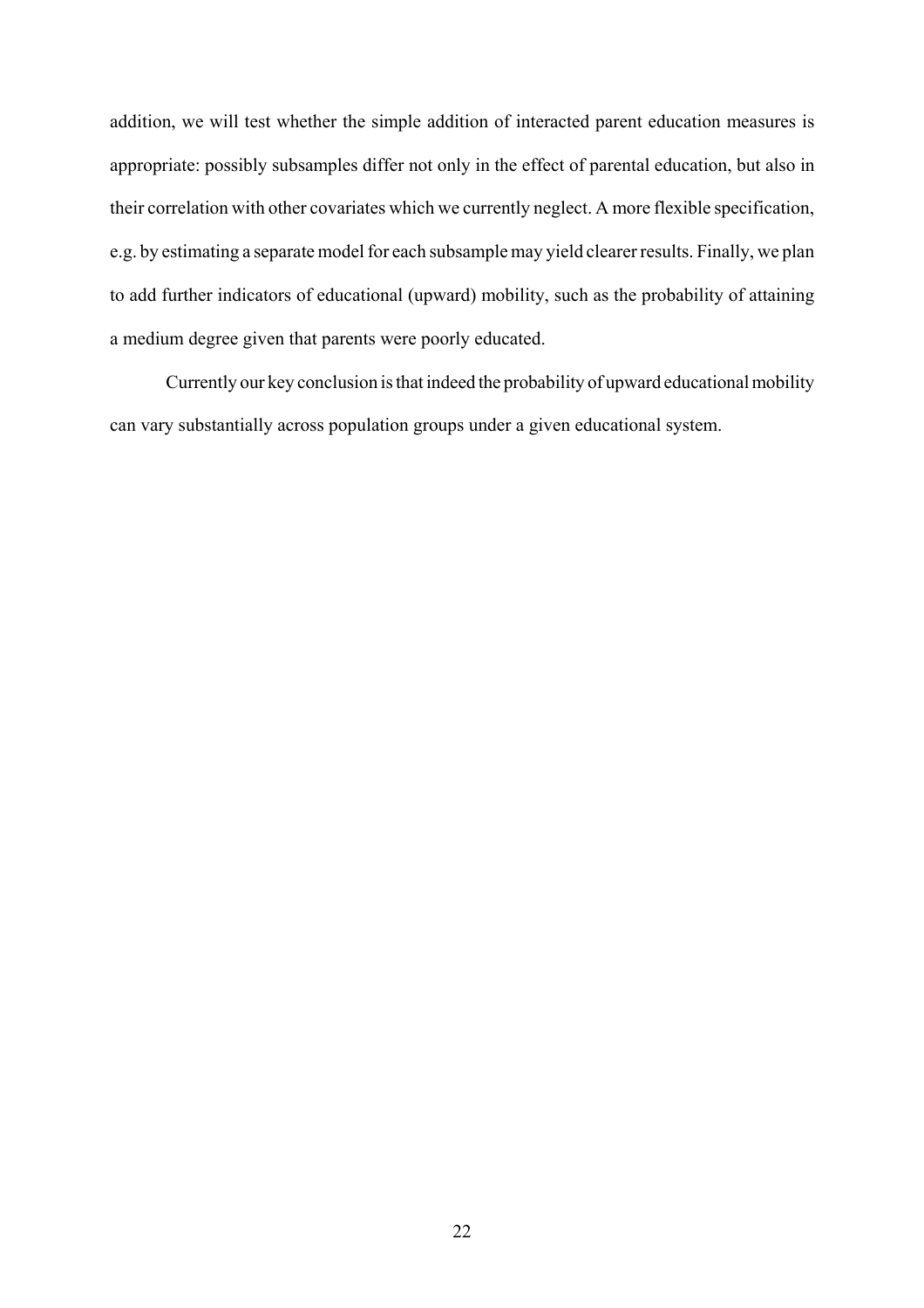addition, we will test whether the simple addition of interacted parent education measures is appropriate: possibly subsamples differ not only in the effect of parental education, but also in their correlation with other covariates which we currently neglect. A more flexible specification, e.g. by estimating a separate model for each subsample may yield clearer results. Finally, we plan to add further indicators of educational (upward) mobility, such as the probability of attaining a medium degree given that parents were poorly educated.

Currently our key conclusion is that indeed the probability of upward educational mobility can vary substantially across population groups under a given educational system.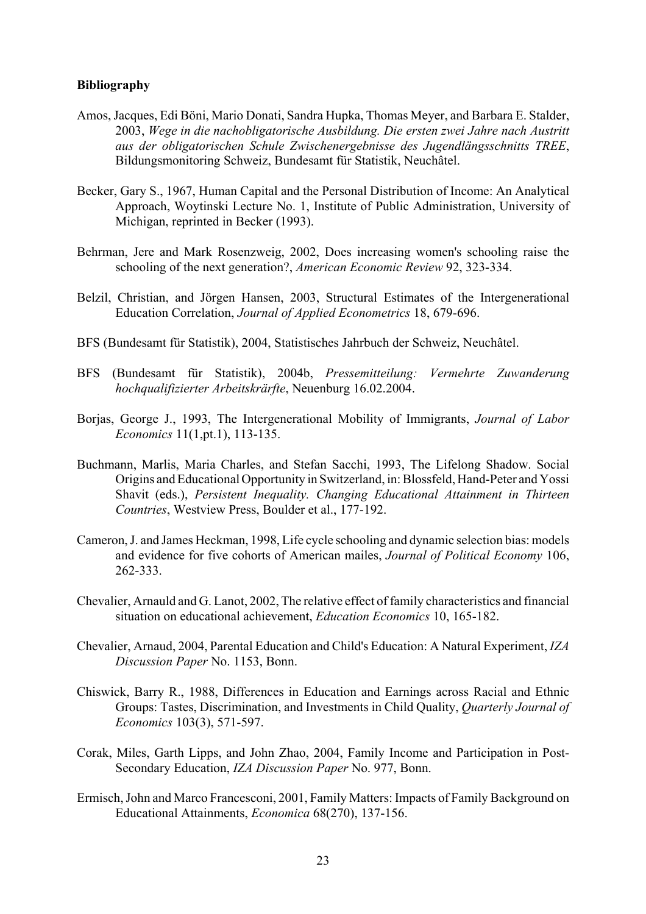**Bibliography**

Amos, Jacques, Edi Böni, Mario Donati, Sandra Hupka, Thomas Meyer, and Barbara E. Stalder, 2003, *Wege in die nachobligatorische Ausbildung. Die ersten zwei Jahre nach Austritt aus der obligatorischen Schule Zwischenergebnisse des Jugendlängsschnitts TREE*, Bildungsmonitoring Schweiz, Bundesamt für Statistik, Neuchâtel.

Becker, Gary S., 1967, Human Capital and the Personal Distribution of Income: An Analytical Approach, Woytinski Lecture No. 1, Institute of Public Administration, University of Michigan, reprinted in Becker (1993).

Behrman, Jere and Mark Rosenzweig, 2002, Does increasing women's schooling raise the schooling of the next generation?, *American Economic Review* 92, 323-334.

Belzil, Christian, and Jörgen Hansen, 2003, Structural Estimates of the Intergenerational Education Correlation, *Journal of Applied Econometrics* 18, 679-696.

BFS (Bundesamt für Statistik), 2004, Statistisches Jahrbuch der Schweiz, Neuchâtel.

BFS (Bundesamt für Statistik), 2004b, *Pressemitteilung: Vermehrte Zuwanderung hochqualifizierter Arbeitskrärfte*, Neuenburg 16.02.2004.

Borjas, George J., 1993, The Intergenerational Mobility of Immigrants, *Journal of Labor Economics* 11(1,pt.1), 113-135.

Buchmann, Marlis, Maria Charles, and Stefan Sacchi, 1993, The Lifelong Shadow. Social Origins and Educational Opportunity in Switzerland, in: Blossfeld, Hand-Peter and Yossi Shavit (eds.), *Persistent Inequality. Changing Educational Attainment in Thirteen Countries*, Westview Press, Boulder et al., 177-192.

Cameron, J. and James Heckman, 1998, Life cycle schooling and dynamic selection bias: models and evidence for five cohorts of American mailes, *Journal of Political Economy* 106, 262-333.

Chevalier, Arnauld and G. Lanot, 2002, The relative effect of family characteristics and financial situation on educational achievement, *Education Economics* 10, 165-182.

Chevalier, Arnaud, 2004, Parental Education and Child's Education: A Natural Experiment, *IZA Discussion Paper* No. 1153, Bonn.

Chiswick, Barry R., 1988, Differences in Education and Earnings across Racial and Ethnic Groups: Tastes, Discrimination, and Investments in Child Quality, *Quarterly Journal of Economics* 103(3), 571-597.

Corak, Miles, Garth Lipps, and John Zhao, 2004, Family Income and Participation in Post-Secondary Education, *IZA Discussion Paper* No. 977, Bonn.

Ermisch, John and Marco Francesconi, 2001, Family Matters: Impacts of Family Background on Educational Attainments, *Economica* 68(270), 137-156.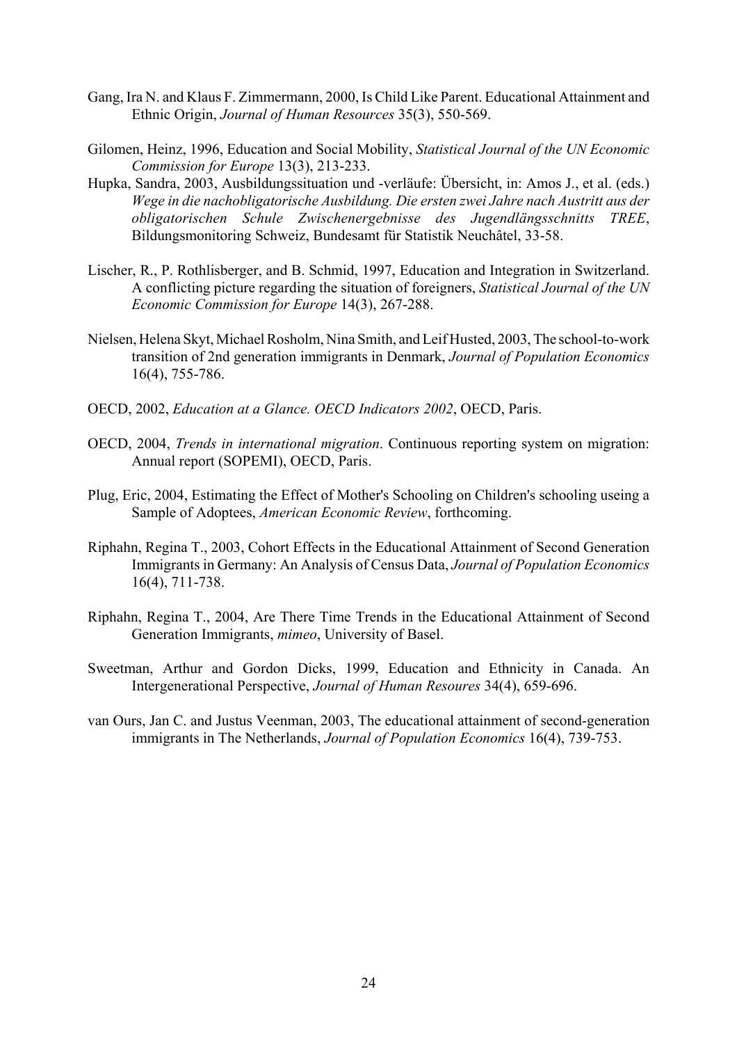Gang, Ira N. and Klaus F. Zimmermann, 2000, Is Child Like Parent. Educational Attainment and Ethnic Origin, *Journal of Human Resources* 35(3), 550-569.

Gilomen, Heinz, 1996, Education and Social Mobility, *Statistical Journal of the UN Economic Commission for Europe* 13(3), 213-233.

Hupka, Sandra, 2003, Ausbildungssituation und -verläufe: Übersicht, in: Amos J., et al. (eds.) *Wege in die nachobligatorische Ausbildung. Die ersten zwei Jahre nach Austritt aus der obligatorischen Schule Zwischenergebnisse des Jugendlängsschnitts TREE*, Bildungsmonitoring Schweiz, Bundesamt für Statistik Neuchâtel, 33-58.

Lischer, R., P. Rothlisberger, and B. Schmid, 1997, Education and Integration in Switzerland. A conflicting picture regarding the situation of foreigners, *Statistical Journal of the UN Economic Commission for Europe* 14(3), 267-288.

Nielsen, Helena Skyt, Michael Rosholm, Nina Smith, and Leif Husted, 2003, The school-to-work transition of 2nd generation immigrants in Denmark, *Journal of Population Economics* 16(4), 755-786.

OECD, 2002, *Education at a Glance. OECD Indicators 2002*, OECD, Paris.

OECD, 2004, *Trends in international migration*. Continuous reporting system on migration: Annual report (SOPEMI), OECD, Paris.

Plug, Eric, 2004, Estimating the Effect of Mother's Schooling on Children's schooling useing a Sample of Adoptees, *American Economic Review*, forthcoming.

Riphahn, Regina T., 2003, Cohort Effects in the Educational Attainment of Second Generation Immigrants in Germany: An Analysis of Census Data, *Journal of Population Economics* 16(4), 711-738.

Riphahn, Regina T., 2004, Are There Time Trends in the Educational Attainment of Second Generation Immigrants, *mimeo*, University of Basel.

Sweetman, Arthur and Gordon Dicks, 1999, Education and Ethnicity in Canada. An Intergenerational Perspective, *Journal of Human Resoures* 34(4), 659-696.

van Ours, Jan C. and Justus Veenman, 2003, The educational attainment of second-generation immigrants in The Netherlands, *Journal of Population Economics* 16(4), 739-753.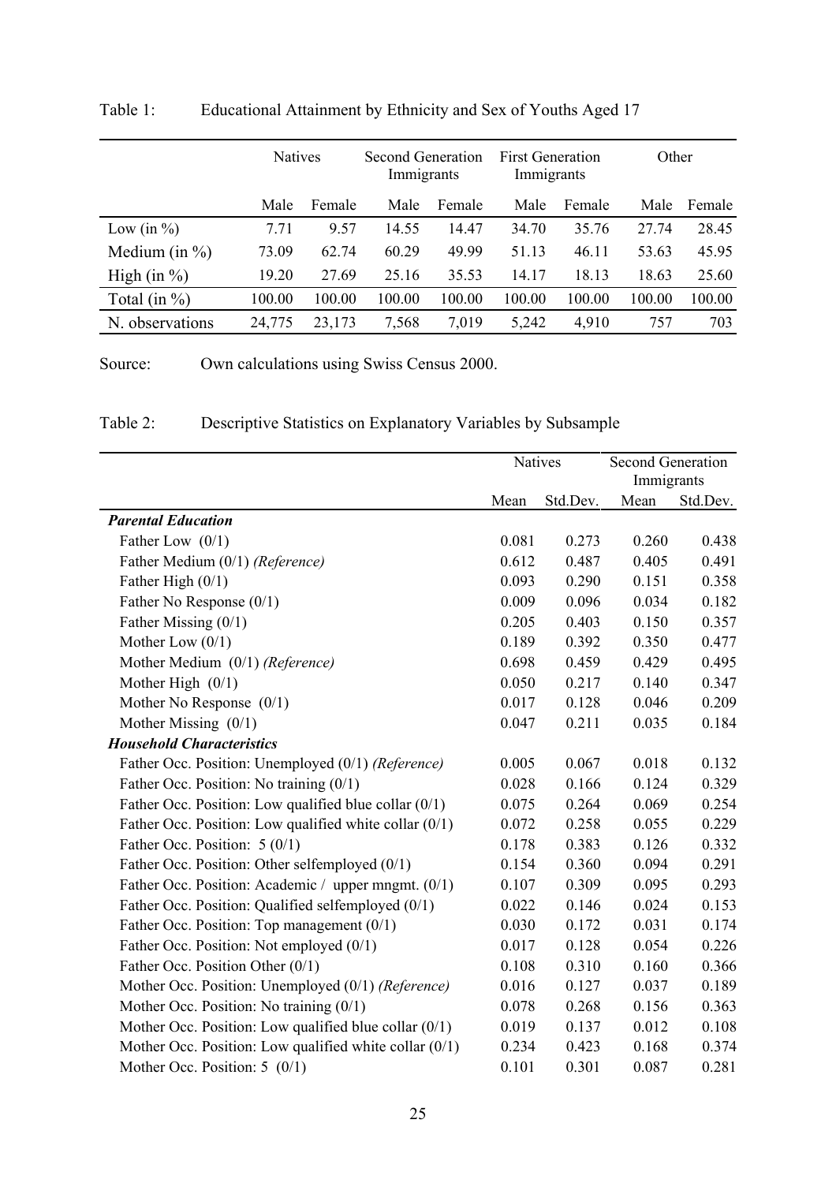Table 1: Educational Attainment by Ethnicity and Sex of Youths Aged 17

| | Natives | | Second Generation Immigrants | | First Generation Immigrants | | Other | |
|---|---|---|---|---|---|---|---|---|
| | Male | Female | Male | Female | Male | Female | Male | Female |
| Low (in %) | 7.71 | 9.57 | 14.55 | 14.47 | 34.70 | 35.76 | 27.74 | 28.45 |
| Medium (in %) | 73.09 | 62.74 | 60.29 | 49.99 | 51.13 | 46.11 | 53.63 | 45.95 |
| High (in %) | 19.20 | 27.69 | 25.16 | 35.53 | 14.17 | 18.13 | 18.63 | 25.60 |
| Total (in %) | 100.00 | 100.00 | 100.00 | 100.00 | 100.00 | 100.00 | 100.00 | 100.00 |
| N. observations | 24,775 | 23,173 | 7,568 | 7,019 | 5,242 | 4,910 | 757 | 703 |

Source: Own calculations using Swiss Census 2000.

Table 2: Descriptive Statistics on Explanatory Variables by Subsample

| | Natives | | Second Generation Immigrants | |
|---|---|---|---|---|
| | Mean | Std.Dev. | Mean | Std.Dev. |
| ***Parental Education*** | | | | |
| Father Low (0/1) | 0.081 | 0.273 | 0.260 | 0.438 |
| Father Medium (0/1) *(Reference)* | 0.612 | 0.487 | 0.405 | 0.491 |
| Father High (0/1) | 0.093 | 0.290 | 0.151 | 0.358 |
| Father No Response (0/1) | 0.009 | 0.096 | 0.034 | 0.182 |
| Father Missing (0/1) | 0.205 | 0.403 | 0.150 | 0.357 |
| Mother Low (0/1) | 0.189 | 0.392 | 0.350 | 0.477 |
| Mother Medium (0/1) *(Reference)* | 0.698 | 0.459 | 0.429 | 0.495 |
| Mother High (0/1) | 0.050 | 0.217 | 0.140 | 0.347 |
| Mother No Response (0/1) | 0.017 | 0.128 | 0.046 | 0.209 |
| Mother Missing (0/1) | 0.047 | 0.211 | 0.035 | 0.184 |
| ***Household Characteristics*** | | | | |
| Father Occ. Position: Unemployed (0/1) *(Reference)* | 0.005 | 0.067 | 0.018 | 0.132 |
| Father Occ. Position: No training (0/1) | 0.028 | 0.166 | 0.124 | 0.329 |
| Father Occ. Position: Low qualified blue collar (0/1) | 0.075 | 0.264 | 0.069 | 0.254 |
| Father Occ. Position: Low qualified white collar (0/1) | 0.072 | 0.258 | 0.055 | 0.229 |
| Father Occ. Position: 5 (0/1) | 0.178 | 0.383 | 0.126 | 0.332 |
| Father Occ. Position: Other selfemployed (0/1) | 0.154 | 0.360 | 0.094 | 0.291 |
| Father Occ. Position: Academic / upper mngmt. (0/1) | 0.107 | 0.309 | 0.095 | 0.293 |
| Father Occ. Position: Qualified selfemployed (0/1) | 0.022 | 0.146 | 0.024 | 0.153 |
| Father Occ. Position: Top management (0/1) | 0.030 | 0.172 | 0.031 | 0.174 |
| Father Occ. Position: Not employed (0/1) | 0.017 | 0.128 | 0.054 | 0.226 |
| Father Occ. Position Other (0/1) | 0.108 | 0.310 | 0.160 | 0.366 |
| Mother Occ. Position: Unemployed (0/1) *(Reference)* | 0.016 | 0.127 | 0.037 | 0.189 |
| Mother Occ. Position: No training (0/1) | 0.078 | 0.268 | 0.156 | 0.363 |
| Mother Occ. Position: Low qualified blue collar (0/1) | 0.019 | 0.137 | 0.012 | 0.108 |
| Mother Occ. Position: Low qualified white collar (0/1) | 0.234 | 0.423 | 0.168 | 0.374 |
| Mother Occ. Position: 5 (0/1) | 0.101 | 0.301 | 0.087 | 0.281 |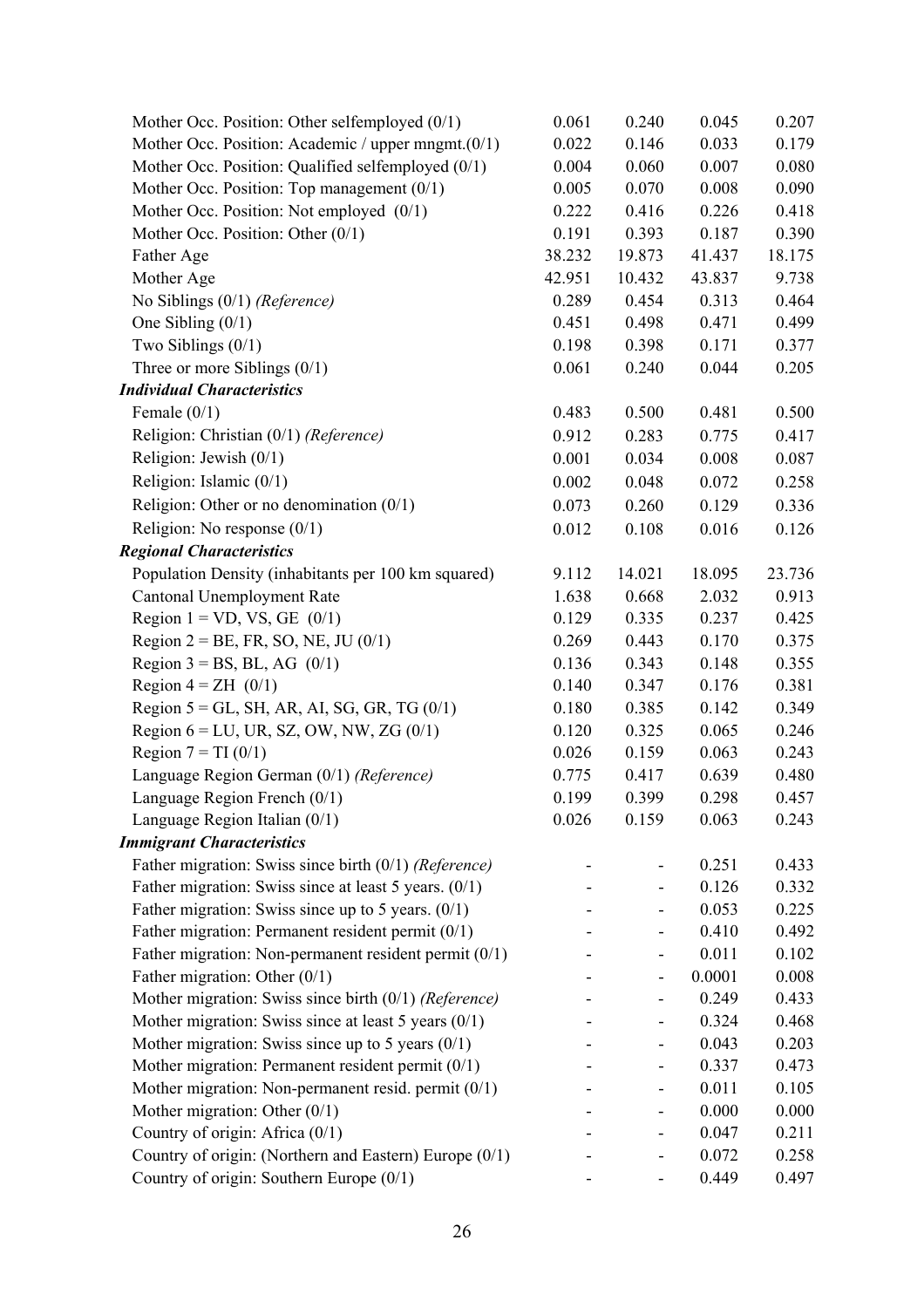| | | | | |
|---|---|---|---|---|
| Mother Occ. Position: Other selfemployed (0/1) | 0.061 | 0.240 | 0.045 | 0.207 |
| Mother Occ. Position: Academic / upper mngmt.(0/1) | 0.022 | 0.146 | 0.033 | 0.179 |
| Mother Occ. Position: Qualified selfemployed (0/1) | 0.004 | 0.060 | 0.007 | 0.080 |
| Mother Occ. Position: Top management (0/1) | 0.005 | 0.070 | 0.008 | 0.090 |
| Mother Occ. Position: Not employed (0/1) | 0.222 | 0.416 | 0.226 | 0.418 |
| Mother Occ. Position: Other (0/1) | 0.191 | 0.393 | 0.187 | 0.390 |
| Father Age | 38.232 | 19.873 | 41.437 | 18.175 |
| Mother Age | 42.951 | 10.432 | 43.837 | 9.738 |
| No Siblings (0/1) *(Reference)* | 0.289 | 0.454 | 0.313 | 0.464 |
| One Sibling (0/1) | 0.451 | 0.498 | 0.471 | 0.499 |
| Two Siblings (0/1) | 0.198 | 0.398 | 0.171 | 0.377 |
| Three or more Siblings (0/1) | 0.061 | 0.240 | 0.044 | 0.205 |
| ***Individual Characteristics*** | | | | |
| Female (0/1) | 0.483 | 0.500 | 0.481 | 0.500 |
| Religion: Christian (0/1) *(Reference)* | 0.912 | 0.283 | 0.775 | 0.417 |
| Religion: Jewish (0/1) | 0.001 | 0.034 | 0.008 | 0.087 |
| Religion: Islamic (0/1) | 0.002 | 0.048 | 0.072 | 0.258 |
| Religion: Other or no denomination (0/1) | 0.073 | 0.260 | 0.129 | 0.336 |
| Religion: No response (0/1) | 0.012 | 0.108 | 0.016 | 0.126 |
| ***Regional Characteristics*** | | | | |
| Population Density (inhabitants per 100 km squared) | 9.112 | 14.021 | 18.095 | 23.736 |
| Cantonal Unemployment Rate | 1.638 | 0.668 | 2.032 | 0.913 |
| Region 1 = VD, VS, GE (0/1) | 0.129 | 0.335 | 0.237 | 0.425 |
| Region 2 = BE, FR, SO, NE, JU (0/1) | 0.269 | 0.443 | 0.170 | 0.375 |
| Region 3 = BS, BL, AG (0/1) | 0.136 | 0.343 | 0.148 | 0.355 |
| Region 4 = ZH (0/1) | 0.140 | 0.347 | 0.176 | 0.381 |
| Region 5 = GL, SH, AR, AI, SG, GR, TG (0/1) | 0.180 | 0.385 | 0.142 | 0.349 |
| Region 6 = LU, UR, SZ, OW, NW, ZG (0/1) | 0.120 | 0.325 | 0.065 | 0.246 |
| Region 7 = TI (0/1) | 0.026 | 0.159 | 0.063 | 0.243 |
| Language Region German (0/1) *(Reference)* | 0.775 | 0.417 | 0.639 | 0.480 |
| Language Region French (0/1) | 0.199 | 0.399 | 0.298 | 0.457 |
| Language Region Italian (0/1) | 0.026 | 0.159 | 0.063 | 0.243 |
| ***Immigrant Characteristics*** | | | | |
| Father migration: Swiss since birth (0/1) *(Reference)* | - | - | 0.251 | 0.433 |
| Father migration: Swiss since at least 5 years. (0/1) | - | - | 0.126 | 0.332 |
| Father migration: Swiss since up to 5 years. (0/1) | - | - | 0.053 | 0.225 |
| Father migration: Permanent resident permit (0/1) | - | - | 0.410 | 0.492 |
| Father migration: Non-permanent resident permit (0/1) | - | - | 0.011 | 0.102 |
| Father migration: Other (0/1) | - | - | 0.0001 | 0.008 |
| Mother migration: Swiss since birth (0/1) *(Reference)* | - | - | 0.249 | 0.433 |
| Mother migration: Swiss since at least 5 years (0/1) | - | - | 0.324 | 0.468 |
| Mother migration: Swiss since up to 5 years (0/1) | - | - | 0.043 | 0.203 |
| Mother migration: Permanent resident permit (0/1) | - | - | 0.337 | 0.473 |
| Mother migration: Non-permanent resid. permit (0/1) | - | - | 0.011 | 0.105 |
| Mother migration: Other (0/1) | - | - | 0.000 | 0.000 |
| Country of origin: Africa (0/1) | - | - | 0.047 | 0.211 |
| Country of origin: (Northern and Eastern) Europe (0/1) | - | - | 0.072 | 0.258 |
| Country of origin: Southern Europe (0/1) | - | - | 0.449 | 0.497 |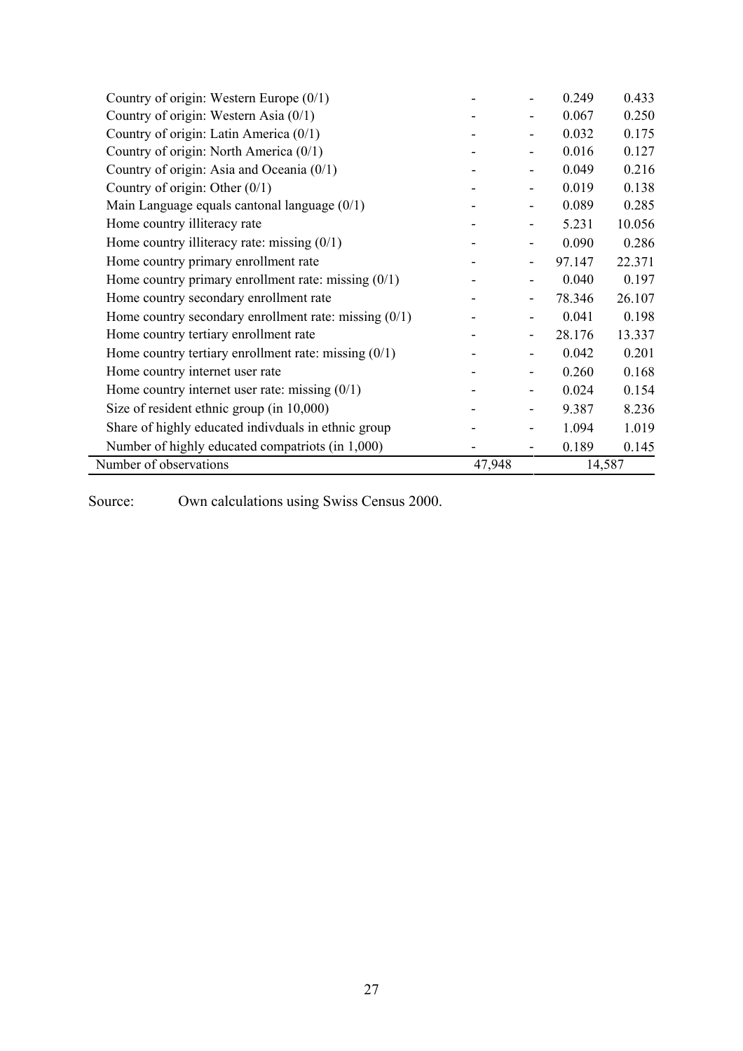| | | | | |
|---|---|---|---|---|
| Country of origin: Western Europe (0/1) | - | - | 0.249 | 0.433 |
| Country of origin: Western Asia (0/1) | - | - | 0.067 | 0.250 |
| Country of origin: Latin America (0/1) | - | - | 0.032 | 0.175 |
| Country of origin: North America (0/1) | - | - | 0.016 | 0.127 |
| Country of origin: Asia and Oceania (0/1) | - | - | 0.049 | 0.216 |
| Country of origin: Other (0/1) | - | - | 0.019 | 0.138 |
| Main Language equals cantonal language (0/1) | - | - | 0.089 | 0.285 |
| Home country illiteracy rate | - | - | 5.231 | 10.056 |
| Home country illiteracy rate: missing (0/1) | - | - | 0.090 | 0.286 |
| Home country primary enrollment rate | - | - | 97.147 | 22.371 |
| Home country primary enrollment rate: missing (0/1) | - | - | 0.040 | 0.197 |
| Home country secondary enrollment rate | - | - | 78.346 | 26.107 |
| Home country secondary enrollment rate: missing (0/1) | - | - | 0.041 | 0.198 |
| Home country tertiary enrollment rate | - | - | 28.176 | 13.337 |
| Home country tertiary enrollment rate: missing (0/1) | - | - | 0.042 | 0.201 |
| Home country internet user rate | - | - | 0.260 | 0.168 |
| Home country internet user rate: missing (0/1) | - | - | 0.024 | 0.154 |
| Size of resident ethnic group (in 10,000) | - | - | 9.387 | 8.236 |
| Share of highly educated indivduals in ethnic group | - | - | 1.094 | 1.019 |
| Number of highly educated compatriots (in 1,000) | - | - | 0.189 | 0.145 |
| Number of observations | 47,948 | | 14,587 | |

Source: Own calculations using Swiss Census 2000.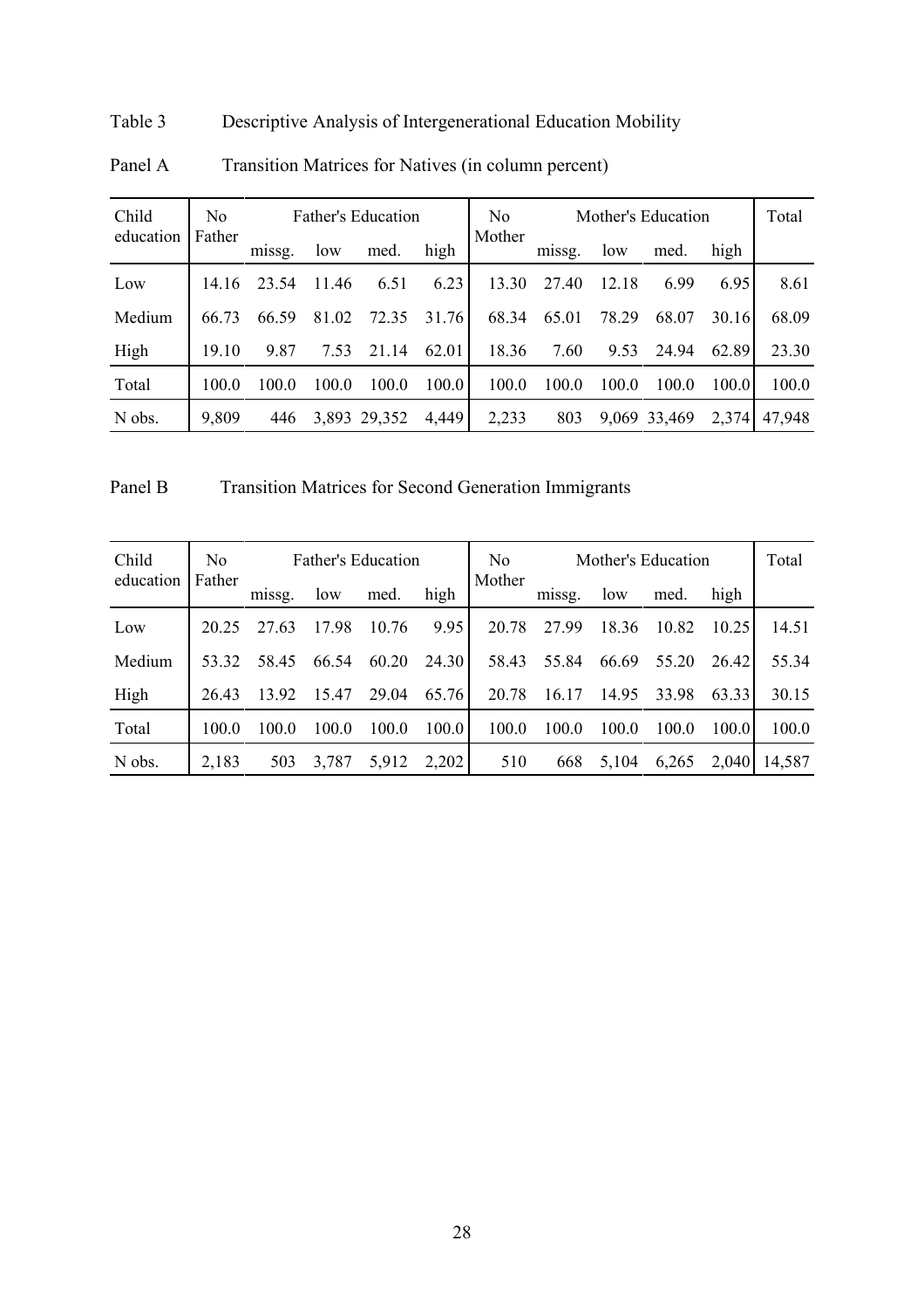Table 3 Descriptive Analysis of Intergenerational Education Mobility

Panel A Transition Matrices for Natives (in column percent)

| Child education | No Father | Father's Education | | | | No Mother | Mother's Education | | | | Total |
|---|---|---|---|---|---|---|---|---|---|---|---|
| | | missg. | low | med. | high | | missg. | low | med. | high | |
| Low | 14.16 | 23.54 | 11.46 | 6.51 | 6.23 | 13.30 | 27.40 | 12.18 | 6.99 | 6.95 | 8.61 |
| Medium | 66.73 | 66.59 | 81.02 | 72.35 | 31.76 | 68.34 | 65.01 | 78.29 | 68.07 | 30.16 | 68.09 |
| High | 19.10 | 9.87 | 7.53 | 21.14 | 62.01 | 18.36 | 7.60 | 9.53 | 24.94 | 62.89 | 23.30 |
| Total | 100.0 | 100.0 | 100.0 | 100.0 | 100.0 | 100.0 | 100.0 | 100.0 | 100.0 | 100.0 | 100.0 |
| N obs. | 9,809 | 446 | 3,893 | 29,352 | 4,449 | 2,233 | 803 | 9,069 | 33,469 | 2,374 | 47,948 |

Panel B Transition Matrices for Second Generation Immigrants

| Child education | No Father | Father's Education | | | | No Mother | Mother's Education | | | | Total |
|---|---|---|---|---|---|---|---|---|---|---|---|
| | | missg. | low | med. | high | | missg. | low | med. | high | |
| Low | 20.25 | 27.63 | 17.98 | 10.76 | 9.95 | 20.78 | 27.99 | 18.36 | 10.82 | 10.25 | 14.51 |
| Medium | 53.32 | 58.45 | 66.54 | 60.20 | 24.30 | 58.43 | 55.84 | 66.69 | 55.20 | 26.42 | 55.34 |
| High | 26.43 | 13.92 | 15.47 | 29.04 | 65.76 | 20.78 | 16.17 | 14.95 | 33.98 | 63.33 | 30.15 |
| Total | 100.0 | 100.0 | 100.0 | 100.0 | 100.0 | 100.0 | 100.0 | 100.0 | 100.0 | 100.0 | 100.0 |
| N obs. | 2,183 | 503 | 3,787 | 5,912 | 2,202 | 510 | 668 | 5,104 | 6,265 | 2,040 | 14,587 |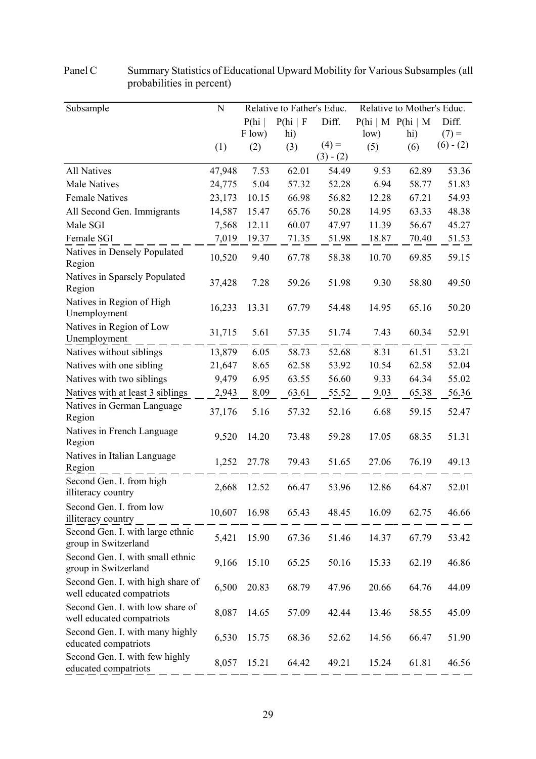Panel C Summary Statistics of Educational Upward Mobility for Various Subsamples (all probabilities in percent)

| Subsample | N | Relative to Father's Educ. | | | Relative to Mother's Educ. | | |
|---|---|---|---|---|---|---|---|
| | | P(hi \| F low) | P(hi \| F hi) | Diff. | P(hi \| M low) | P(hi \| M hi) | Diff. |
| | (1) | (2) | (3) | (4) = (3) - (2) | (5) | (6) | (7) = (6) - (2) |
| All Natives | 47,948 | 7.53 | 62.01 | 54.49 | 9.53 | 62.89 | 53.36 |
| Male Natives | 24,775 | 5.04 | 57.32 | 52.28 | 6.94 | 58.77 | 51.83 |
| Female Natives | 23,173 | 10.15 | 66.98 | 56.82 | 12.28 | 67.21 | 54.93 |
| All Second Gen. Immigrants | 14,587 | 15.47 | 65.76 | 50.28 | 14.95 | 63.33 | 48.38 |
| Male SGI | 7,568 | 12.11 | 60.07 | 47.97 | 11.39 | 56.67 | 45.27 |
| Female SGI | 7,019 | 19.37 | 71.35 | 51.98 | 18.87 | 70.40 | 51.53 |
| Natives in Densely Populated Region | 10,520 | 9.40 | 67.78 | 58.38 | 10.70 | 69.85 | 59.15 |
| Natives in Sparsely Populated Region | 37,428 | 7.28 | 59.26 | 51.98 | 9.30 | 58.80 | 49.50 |
| Natives in Region of High Unemployment | 16,233 | 13.31 | 67.79 | 54.48 | 14.95 | 65.16 | 50.20 |
| Natives in Region of Low Unemployment | 31,715 | 5.61 | 57.35 | 51.74 | 7.43 | 60.34 | 52.91 |
| Natives without siblings | 13,879 | 6.05 | 58.73 | 52.68 | 8.31 | 61.51 | 53.21 |
| Natives with one sibling | 21,647 | 8.65 | 62.58 | 53.92 | 10.54 | 62.58 | 52.04 |
| Natives with two siblings | 9,479 | 6.95 | 63.55 | 56.60 | 9.33 | 64.34 | 55.02 |
| Natives with at least 3 siblings | 2,943 | 8.09 | 63.61 | 55.52 | 9.03 | 65.38 | 56.36 |
| Natives in German Language Region | 37,176 | 5.16 | 57.32 | 52.16 | 6.68 | 59.15 | 52.47 |
| Natives in French Language Region | 9,520 | 14.20 | 73.48 | 59.28 | 17.05 | 68.35 | 51.31 |
| Natives in Italian Language Region | 1,252 | 27.78 | 79.43 | 51.65 | 27.06 | 76.19 | 49.13 |
| Second Gen. I. from high illiteracy country | 2,668 | 12.52 | 66.47 | 53.96 | 12.86 | 64.87 | 52.01 |
| Second Gen. I. from low illiteracy country | 10,607 | 16.98 | 65.43 | 48.45 | 16.09 | 62.75 | 46.66 |
| Second Gen. I. with large ethnic group in Switzerland | 5,421 | 15.90 | 67.36 | 51.46 | 14.37 | 67.79 | 53.42 |
| Second Gen. I. with small ethnic group in Switzerland | 9,166 | 15.10 | 65.25 | 50.16 | 15.33 | 62.19 | 46.86 |
| Second Gen. I. with high share of well educated compatriots | 6,500 | 20.83 | 68.79 | 47.96 | 20.66 | 64.76 | 44.09 |
| Second Gen. I. with low share of well educated compatriots | 8,087 | 14.65 | 57.09 | 42.44 | 13.46 | 58.55 | 45.09 |
| Second Gen. I. with many highly educated compatriots | 6,530 | 15.75 | 68.36 | 52.62 | 14.56 | 66.47 | 51.90 |
| Second Gen. I. with few highly educated compatriots | 8,057 | 15.21 | 64.42 | 49.21 | 15.24 | 61.81 | 46.56 |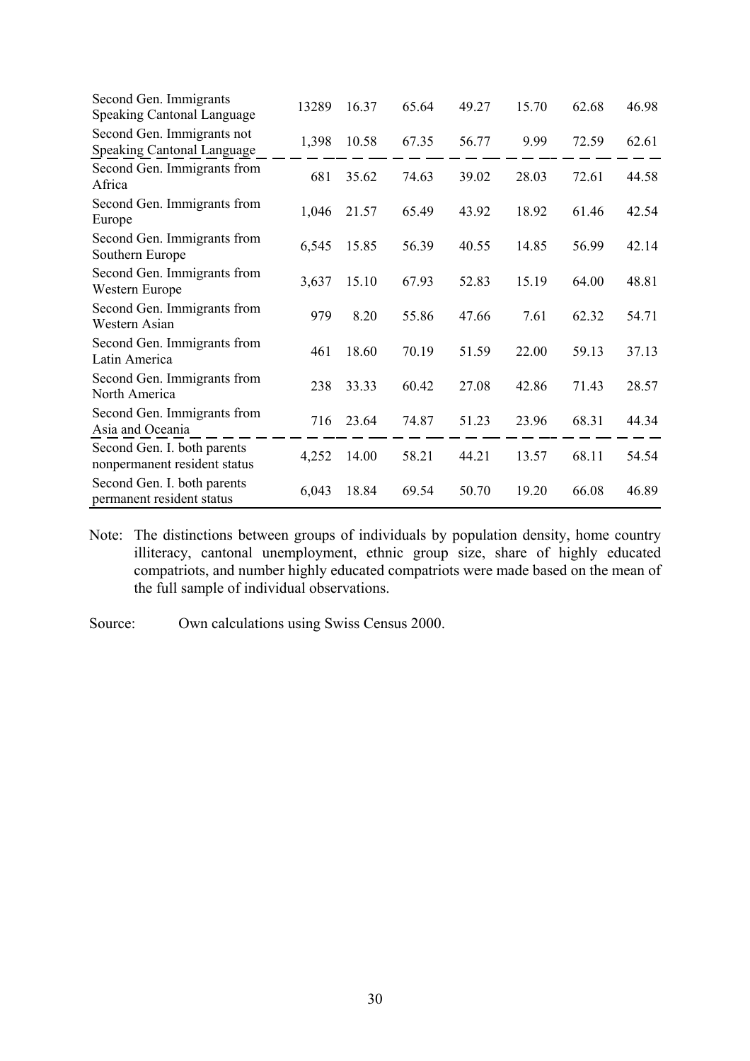| | | | | | | | |
|---|---|---|---|---|---|---|---|
| Second Gen. Immigrants Speaking Cantonal Language | 13289 | 16.37 | 65.64 | 49.27 | 15.70 | 62.68 | 46.98 |
| Second Gen. Immigrants not Speaking Cantonal Language | 1,398 | 10.58 | 67.35 | 56.77 | 9.99 | 72.59 | 62.61 |
| Second Gen. Immigrants from Africa | 681 | 35.62 | 74.63 | 39.02 | 28.03 | 72.61 | 44.58 |
| Second Gen. Immigrants from Europe | 1,046 | 21.57 | 65.49 | 43.92 | 18.92 | 61.46 | 42.54 |
| Second Gen. Immigrants from Southern Europe | 6,545 | 15.85 | 56.39 | 40.55 | 14.85 | 56.99 | 42.14 |
| Second Gen. Immigrants from Western Europe | 3,637 | 15.10 | 67.93 | 52.83 | 15.19 | 64.00 | 48.81 |
| Second Gen. Immigrants from Western Asian | 979 | 8.20 | 55.86 | 47.66 | 7.61 | 62.32 | 54.71 |
| Second Gen. Immigrants from Latin America | 461 | 18.60 | 70.19 | 51.59 | 22.00 | 59.13 | 37.13 |
| Second Gen. Immigrants from North America | 238 | 33.33 | 60.42 | 27.08 | 42.86 | 71.43 | 28.57 |
| Second Gen. Immigrants from Asia and Oceania | 716 | 23.64 | 74.87 | 51.23 | 23.96 | 68.31 | 44.34 |
| Second Gen. I. both parents nonpermanent resident status | 4,252 | 14.00 | 58.21 | 44.21 | 13.57 | 68.11 | 54.54 |
| Second Gen. I. both parents permanent resident status | 6,043 | 18.84 | 69.54 | 50.70 | 19.20 | 66.08 | 46.89 |

Note: The distinctions between groups of individuals by population density, home country illiteracy, cantonal unemployment, ethnic group size, share of highly educated compatriots, and number highly educated compatriots were made based on the mean of the full sample of individual observations.

Source: Own calculations using Swiss Census 2000.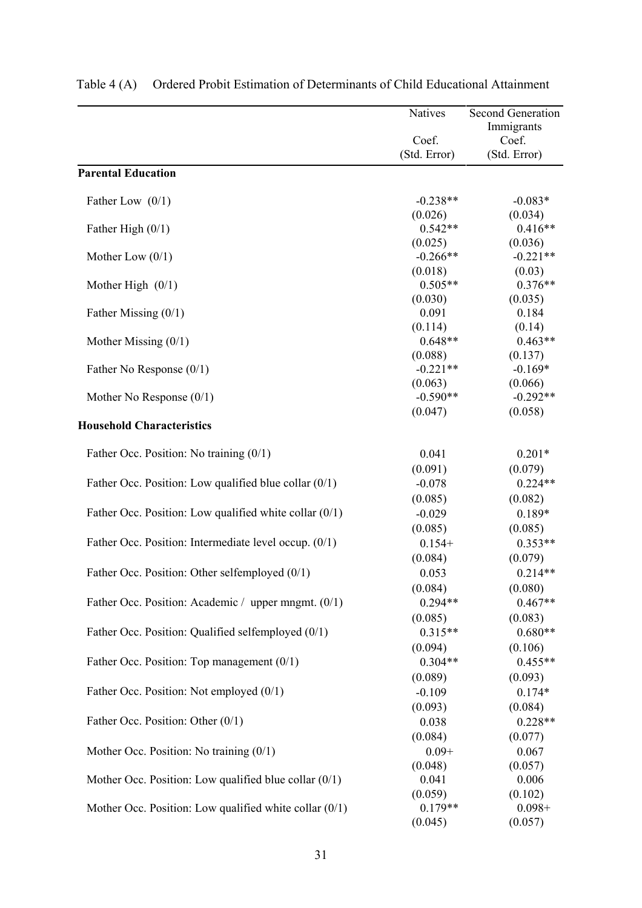Table 4 (A) Ordered Probit Estimation of Determinants of Child Educational Attainment

| | Natives | Second Generation Immigrants |
|---|---|---|
| | Coef. (Std. Error) | Coef. (Std. Error) |
| **Parental Education** | | |
| Father Low (0/1) | -0.238** | -0.083* |
| | (0.026) | (0.034) |
| Father High (0/1) | 0.542** | 0.416** |
| | (0.025) | (0.036) |
| Mother Low (0/1) | -0.266** | -0.221** |
| | (0.018) | (0.03) |
| Mother High (0/1) | 0.505** | 0.376** |
| | (0.030) | (0.035) |
| Father Missing (0/1) | 0.091 | 0.184 |
| | (0.114) | (0.14) |
| Mother Missing (0/1) | 0.648** | 0.463** |
| | (0.088) | (0.137) |
| Father No Response (0/1) | -0.221** | -0.169* |
| | (0.063) | (0.066) |
| Mother No Response (0/1) | -0.590** | -0.292** |
| | (0.047) | (0.058) |
| **Household Characteristics** | | |
| Father Occ. Position: No training (0/1) | 0.041 | 0.201* |
| | (0.091) | (0.079) |
| Father Occ. Position: Low qualified blue collar (0/1) | -0.078 | 0.224** |
| | (0.085) | (0.082) |
| Father Occ. Position: Low qualified white collar (0/1) | -0.029 | 0.189* |
| | (0.085) | (0.085) |
| Father Occ. Position: Intermediate level occup. (0/1) | 0.154+ | 0.353** |
| | (0.084) | (0.079) |
| Father Occ. Position: Other selfemployed (0/1) | 0.053 | 0.214** |
| | (0.084) | (0.080) |
| Father Occ. Position: Academic / upper mngmt. (0/1) | 0.294** | 0.467** |
| | (0.085) | (0.083) |
| Father Occ. Position: Qualified selfemployed (0/1) | 0.315** | 0.680** |
| | (0.094) | (0.106) |
| Father Occ. Position: Top management (0/1) | 0.304** | 0.455** |
| | (0.089) | (0.093) |
| Father Occ. Position: Not employed (0/1) | -0.109 | 0.174* |
| | (0.093) | (0.084) |
| Father Occ. Position: Other (0/1) | 0.038 | 0.228** |
| | (0.084) | (0.077) |
| Mother Occ. Position: No training (0/1) | 0.09+ | 0.067 |
| | (0.048) | (0.057) |
| Mother Occ. Position: Low qualified blue collar (0/1) | 0.041 | 0.006 |
| | (0.059) | (0.102) |
| Mother Occ. Position: Low qualified white collar (0/1) | 0.179** | 0.098+ |
| | (0.045) | (0.057) |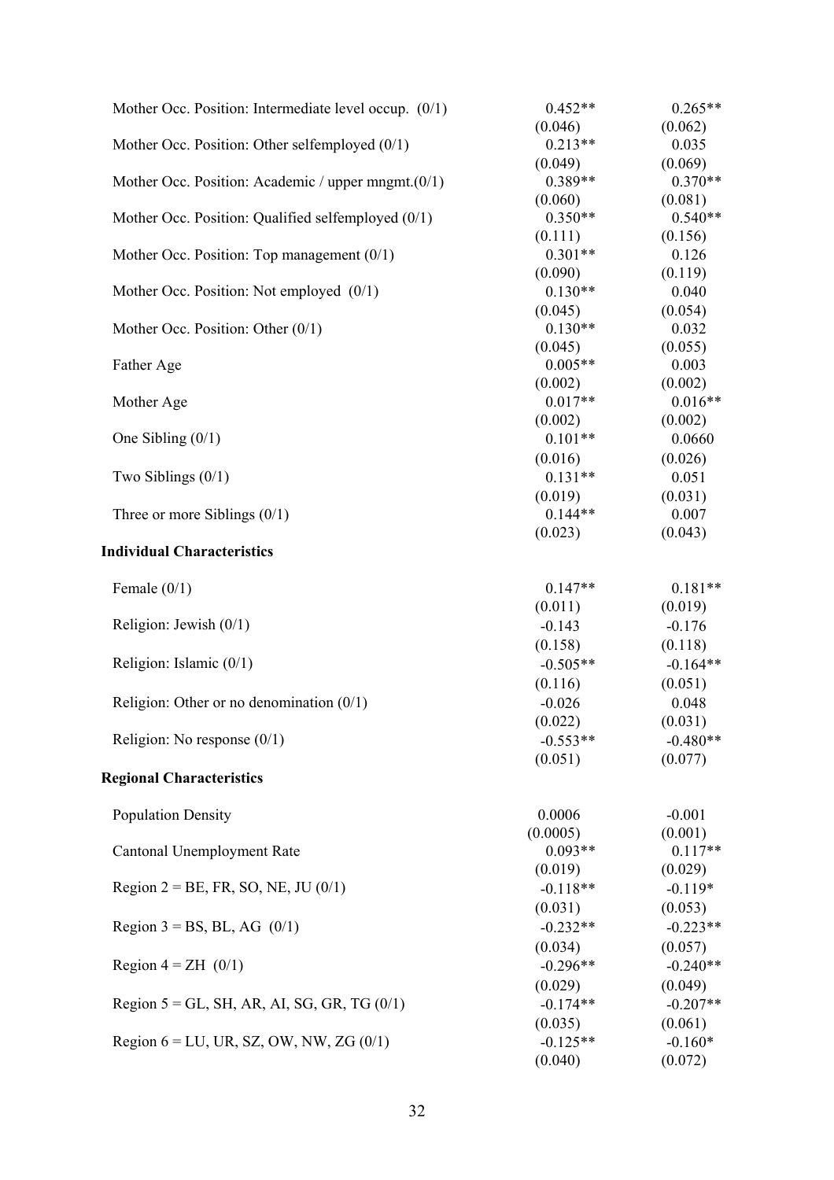| | | |
|---|---|---|
| Mother Occ. Position: Intermediate level occup. (0/1) | 0.452** | 0.265** |
| | (0.046) | (0.062) |
| Mother Occ. Position: Other selfemployed (0/1) | 0.213** | 0.035 |
| | (0.049) | (0.069) |
| Mother Occ. Position: Academic / upper mngmt.(0/1) | 0.389** | 0.370** |
| | (0.060) | (0.081) |
| Mother Occ. Position: Qualified selfemployed (0/1) | 0.350** | 0.540** |
| | (0.111) | (0.156) |
| Mother Occ. Position: Top management (0/1) | 0.301** | 0.126 |
| | (0.090) | (0.119) |
| Mother Occ. Position: Not employed (0/1) | 0.130** | 0.040 |
| | (0.045) | (0.054) |
| Mother Occ. Position: Other (0/1) | 0.130** | 0.032 |
| | (0.045) | (0.055) |
| Father Age | 0.005** | 0.003 |
| | (0.002) | (0.002) |
| Mother Age | 0.017** | 0.016** |
| | (0.002) | (0.002) |
| One Sibling (0/1) | 0.101** | 0.0660 |
| | (0.016) | (0.026) |
| Two Siblings (0/1) | 0.131** | 0.051 |
| | (0.019) | (0.031) |
| Three or more Siblings (0/1) | 0.144** | 0.007 |
| | (0.023) | (0.043) |
| **Individual Characteristics** | | |
| Female (0/1) | 0.147** | 0.181** |
| | (0.011) | (0.019) |
| Religion: Jewish (0/1) | -0.143 | -0.176 |
| | (0.158) | (0.118) |
| Religion: Islamic (0/1) | -0.505** | -0.164** |
| | (0.116) | (0.051) |
| Religion: Other or no denomination (0/1) | -0.026 | 0.048 |
| | (0.022) | (0.031) |
| Religion: No response (0/1) | -0.553** | -0.480** |
| | (0.051) | (0.077) |
| **Regional Characteristics** | | |
| Population Density | 0.0006 | -0.001 |
| | (0.0005) | (0.001) |
| Cantonal Unemployment Rate | 0.093** | 0.117** |
| | (0.019) | (0.029) |
| Region 2 = BE, FR, SO, NE, JU (0/1) | -0.118** | -0.119* |
| | (0.031) | (0.053) |
| Region 3 = BS, BL, AG (0/1) | -0.232** | -0.223** |
| | (0.034) | (0.057) |
| Region 4 = ZH (0/1) | -0.296** | -0.240** |
| | (0.029) | (0.049) |
| Region 5 = GL, SH, AR, AI, SG, GR, TG (0/1) | -0.174** | -0.207** |
| | (0.035) | (0.061) |
| Region 6 = LU, UR, SZ, OW, NW, ZG (0/1) | -0.125** | -0.160* |
| | (0.040) | (0.072) |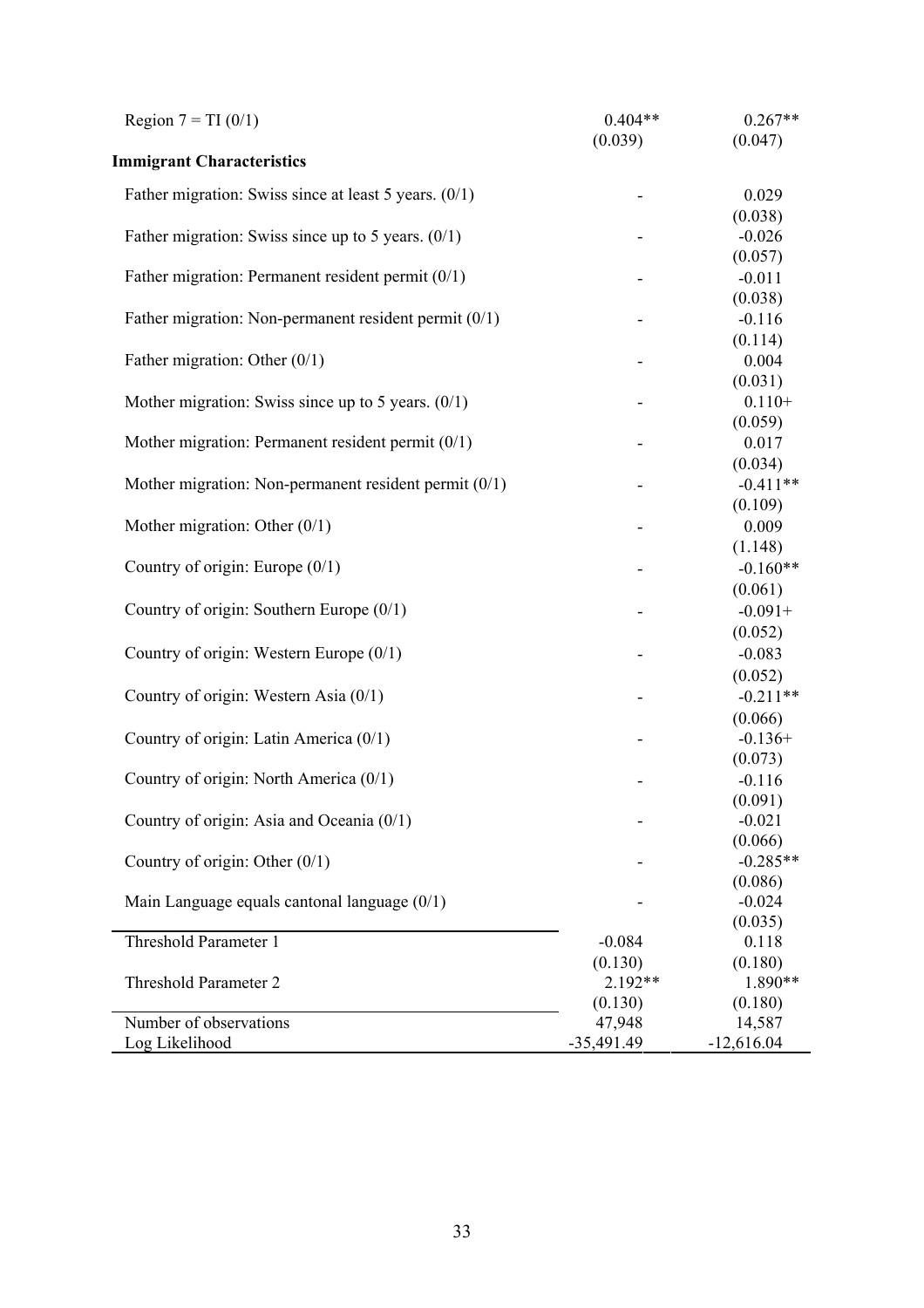| | | |
|---|---|---|
| Region 7 = TI (0/1) | 0.404** | 0.267** |
| | (0.039) | (0.047) |
| **Immigrant Characteristics** | | |
| Father migration: Swiss since at least 5 years. (0/1) | - | 0.029 |
| | | (0.038) |
| Father migration: Swiss since up to 5 years. (0/1) | - | -0.026 |
| | | (0.057) |
| Father migration: Permanent resident permit (0/1) | - | -0.011 |
| | | (0.038) |
| Father migration: Non-permanent resident permit (0/1) | - | -0.116 |
| | | (0.114) |
| Father migration: Other (0/1) | - | 0.004 |
| | | (0.031) |
| Mother migration: Swiss since up to 5 years. (0/1) | - | 0.110+ |
| | | (0.059) |
| Mother migration: Permanent resident permit (0/1) | - | 0.017 |
| | | (0.034) |
| Mother migration: Non-permanent resident permit (0/1) | - | -0.411** |
| | | (0.109) |
| Mother migration: Other (0/1) | - | 0.009 |
| | | (1.148) |
| Country of origin: Europe (0/1) | - | -0.160** |
| | | (0.061) |
| Country of origin: Southern Europe (0/1) | - | -0.091+ |
| | | (0.052) |
| Country of origin: Western Europe (0/1) | - | -0.083 |
| | | (0.052) |
| Country of origin: Western Asia (0/1) | - | -0.211** |
| | | (0.066) |
| Country of origin: Latin America (0/1) | - | -0.136+ |
| | | (0.073) |
| Country of origin: North America (0/1) | - | -0.116 |
| | | (0.091) |
| Country of origin: Asia and Oceania (0/1) | - | -0.021 |
| | | (0.066) |
| Country of origin: Other (0/1) | - | -0.285** |
| | | (0.086) |
| Main Language equals cantonal language (0/1) | - | -0.024 |
| | | (0.035) |
| Threshold Parameter 1 | -0.084 | 0.118 |
| | (0.130) | (0.180) |
| Threshold Parameter 2 | 2.192** | 1.890** |
| | (0.130) | (0.180) |
| Number of observations | 47,948 | 14,587 |
| Log Likelihood | -35,491.49 | -12,616.04 |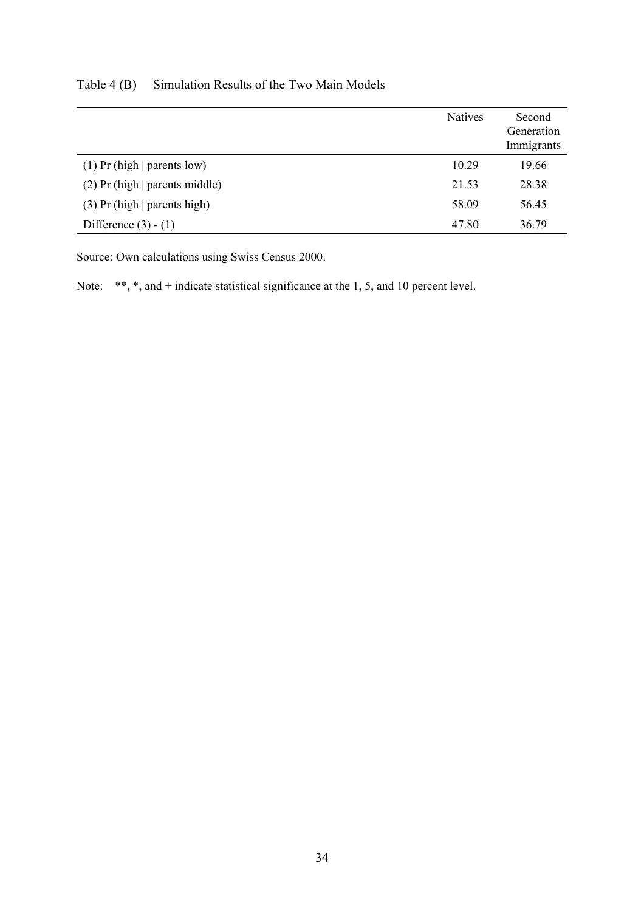Table 4 (B) Simulation Results of the Two Main Models

| | Natives | Second Generation Immigrants |
|---|---|---|
| (1) Pr (high \| parents low) | 10.29 | 19.66 |
| (2) Pr (high \| parents middle) | 21.53 | 28.38 |
| (3) Pr (high \| parents high) | 58.09 | 56.45 |
| Difference (3) - (1) | 47.80 | 36.79 |

Source: Own calculations using Swiss Census 2000.

Note: **, *, and + indicate statistical significance at the 1, 5, and 10 percent level.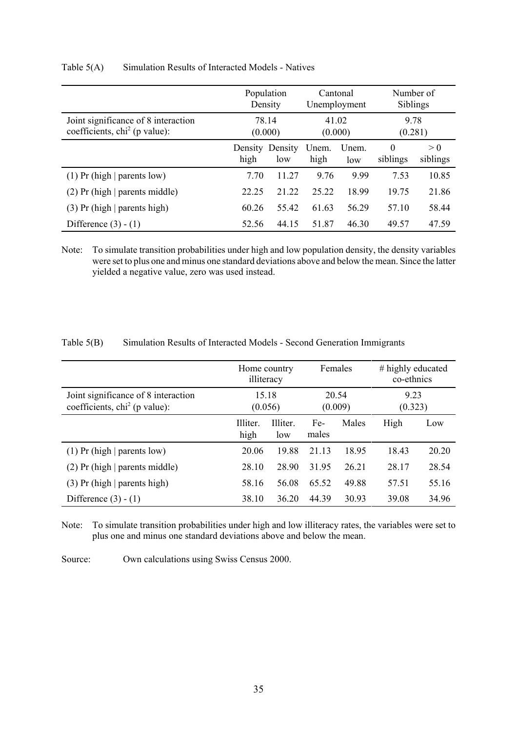Table 5(A) Simulation Results of Interacted Models - Natives

| | Population Density | | Cantonal Unemployment | | Number of Siblings | |
|---|---|---|---|---|---|---|
| Joint significance of 8 interaction coefficients, $chi^2$ (p value): | 78.14 (0.000) | | 41.02 (0.000) | | 9.78 (0.281) | |
| | Density high | Density low | Unem. high | Unem. low | 0 siblings | > 0 siblings |
| (1) Pr (high \| parents low) | 7.70 | 11.27 | 9.76 | 9.99 | 7.53 | 10.85 |
| (2) Pr (high \| parents middle) | 22.25 | 21.22 | 25.22 | 18.99 | 19.75 | 21.86 |
| (3) Pr (high \| parents high) | 60.26 | 55.42 | 61.63 | 56.29 | 57.10 | 58.44 |
| Difference (3) - (1) | 52.56 | 44.15 | 51.87 | 46.30 | 49.57 | 47.59 |

Note: To simulate transition probabilities under high and low population density, the density variables were set to plus one and minus one standard deviations above and below the mean. Since the latter yielded a negative value, zero was used instead.

Table 5(B) Simulation Results of Interacted Models - Second Generation Immigrants

| | Home country illiteracy | | Females | | # highly educated co-ethnics | |
|---|---|---|---|---|---|---|
| Joint significance of 8 interaction coefficients, $chi^2$ (p value): | 15.18 (0.056) | | 20.54 (0.009) | | 9.23 (0.323) | |
| | Illiter. high | Illiter. low | Fe-males | Males | High | Low |
| (1) Pr (high \| parents low) | 20.06 | 19.88 | 21.13 | 18.95 | 18.43 | 20.20 |
| (2) Pr (high \| parents middle) | 28.10 | 28.90 | 31.95 | 26.21 | 28.17 | 28.54 |
| (3) Pr (high \| parents high) | 58.16 | 56.08 | 65.52 | 49.88 | 57.51 | 55.16 |
| Difference (3) - (1) | 38.10 | 36.20 | 44.39 | 30.93 | 39.08 | 34.96 |

Note: To simulate transition probabilities under high and low illiteracy rates, the variables were set to plus one and minus one standard deviations above and below the mean.

Source: Own calculations using Swiss Census 2000.